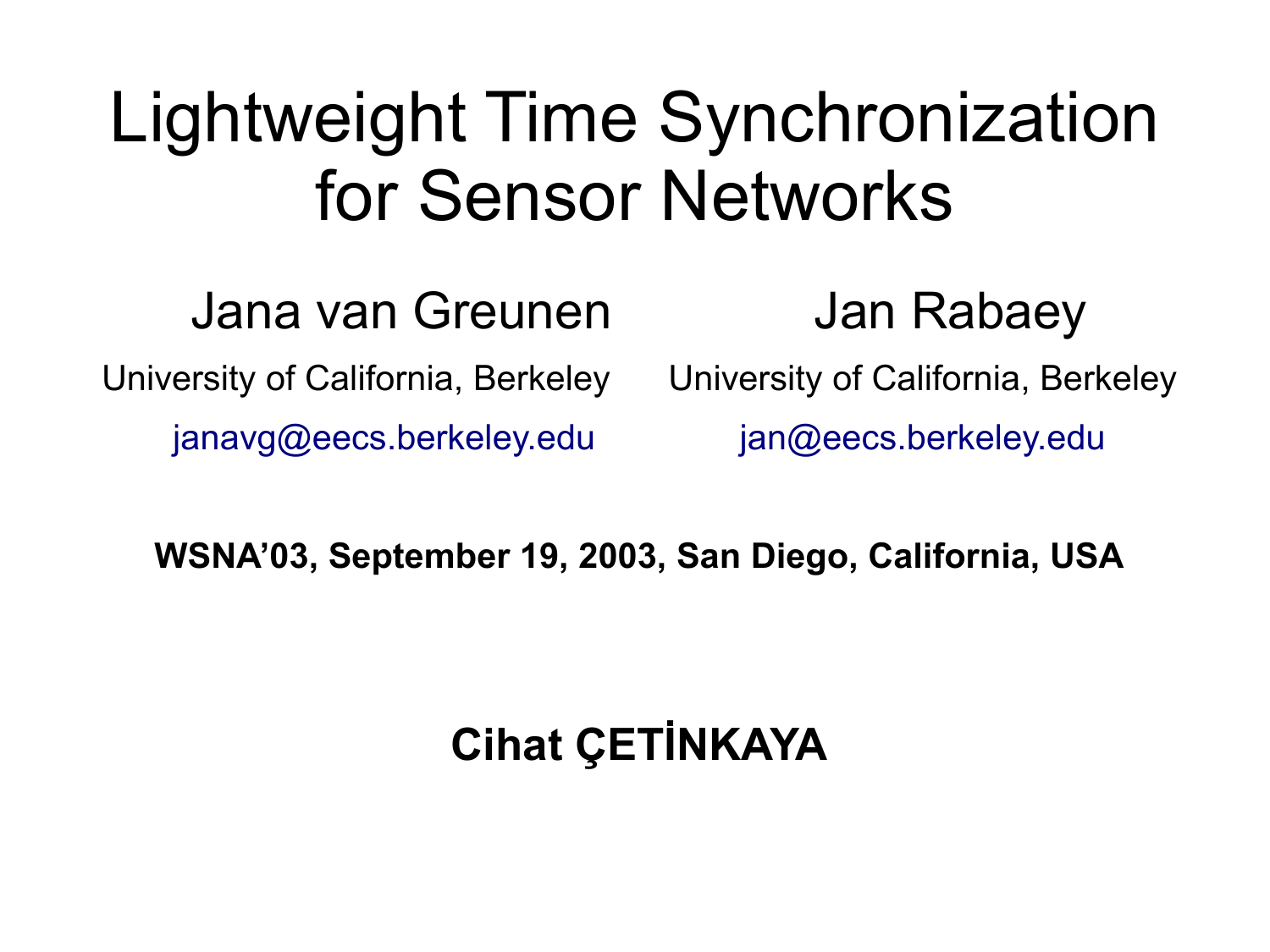# Lightweight Time Synchronization for Sensor Networks

Jana van Greunen

University of California, Berkeley

janavg@eecs.berkeley.edu

Jan Rabaey

University of California, Berkeley

jan@eecs.berkeley.edu

**WSNA’03, September 19, 2003, San Diego, California, USA**

**Cihat ÇETİNKAYA**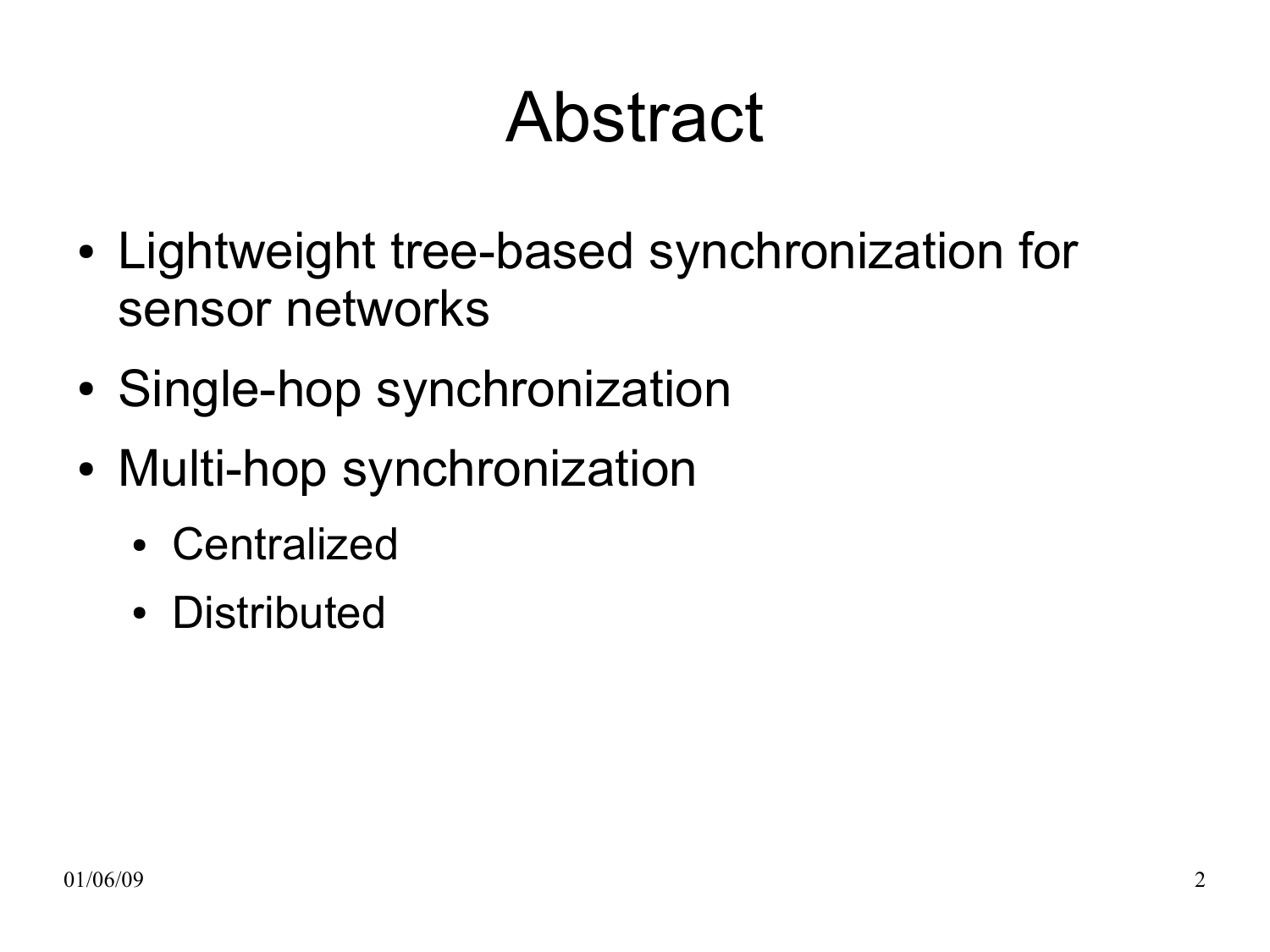# Abstract

- Lightweight tree-based synchronization for sensor networks
- Single-hop synchronization
- Multi-hop synchronization
  - Centralized
  - Distributed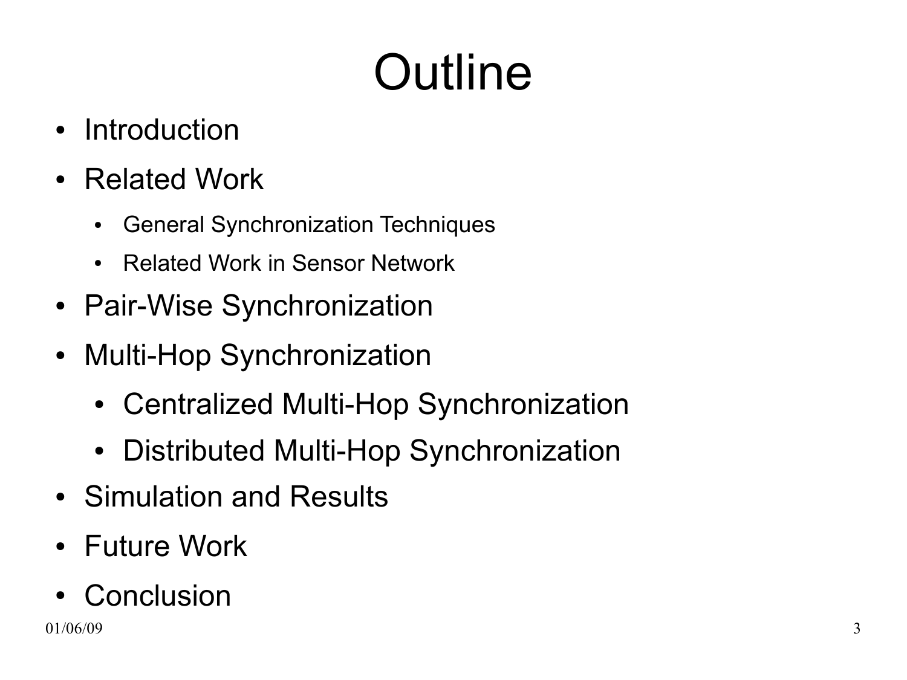# Outline

- Introduction
- Related Work
  - General Synchronization Techniques
  - Related Work in Sensor Network
- Pair-Wise Synchronization
- Multi-Hop Synchronization
  - Centralized Multi-Hop Synchronization
  - Distributed Multi-Hop Synchronization
- Simulation and Results
- Future Work
- Conclusion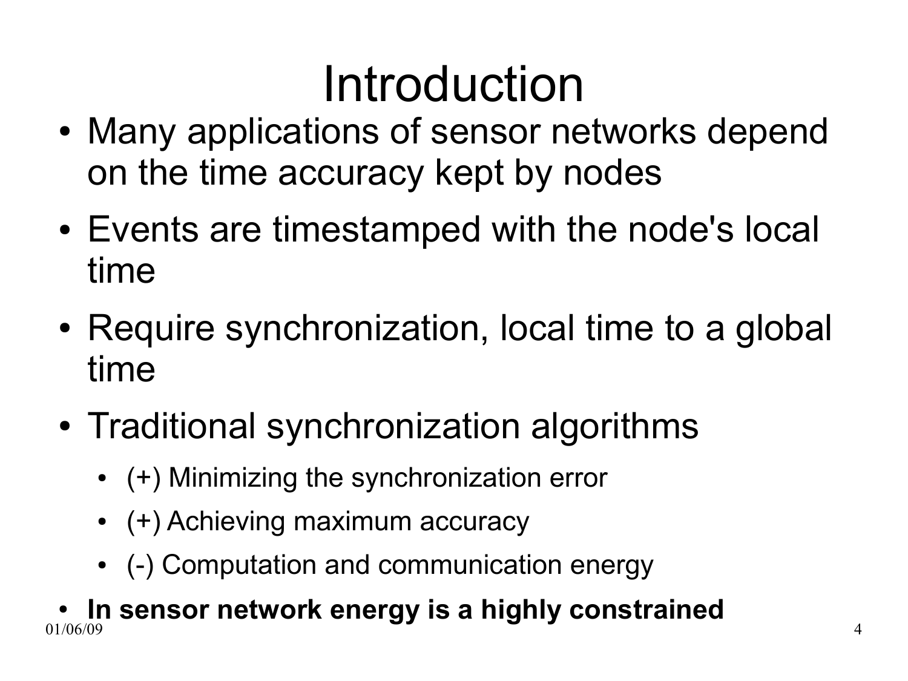# Introduction

- Many applications of sensor networks depend on the time accuracy kept by nodes
- Events are timestamped with the node's local time
- Require synchronization, local time to a global time
- Traditional synchronization algorithms
  - (+) Minimizing the synchronization error
  - (+) Achieving maximum accuracy
  - (-) Computation and communication energy
- **In sensor network energy is a highly constrained**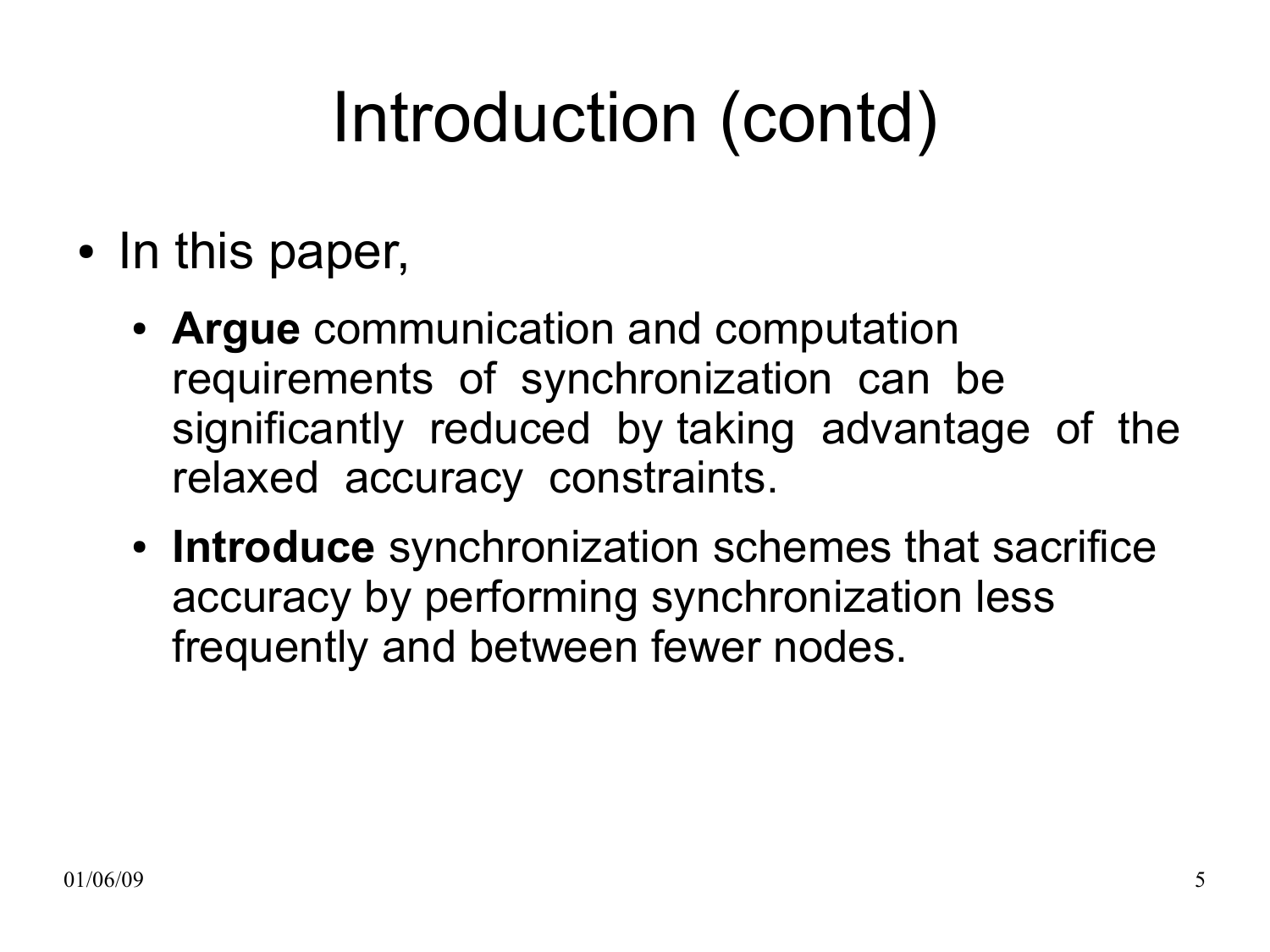# Introduction (contd)

- In this paper,
  - **Argue** communication and computation requirements of synchronization can be significantly reduced by taking advantage of the relaxed accuracy constraints.
  - **Introduce** synchronization schemes that sacrifice accuracy by performing synchronization less frequently and between fewer nodes.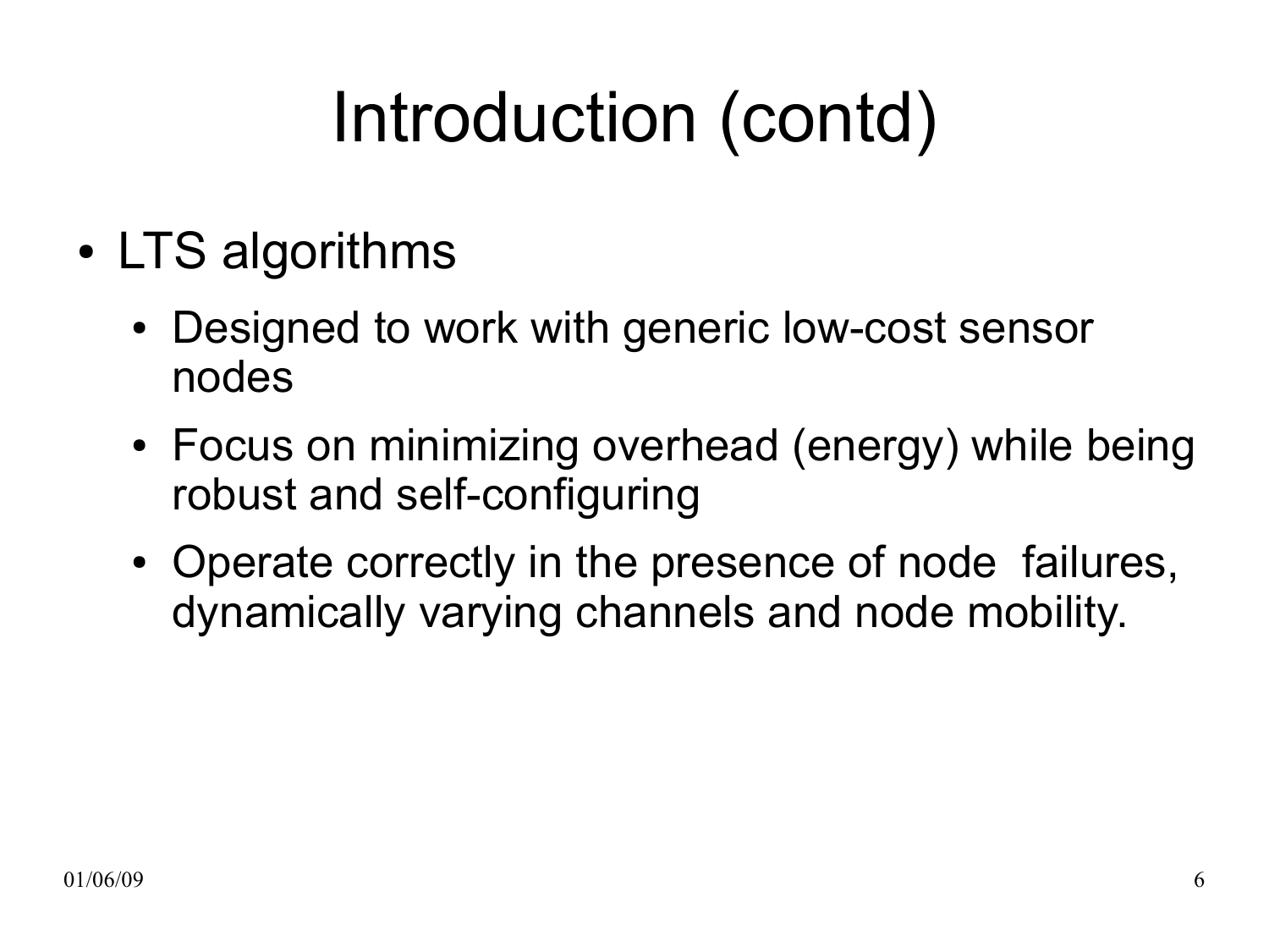# Introduction (contd)

- LTS algorithms
  - Designed to work with generic low-cost sensor nodes
  - Focus on minimizing overhead (energy) while being robust and self-configuring
  - Operate correctly in the presence of node failures, dynamically varying channels and node mobility.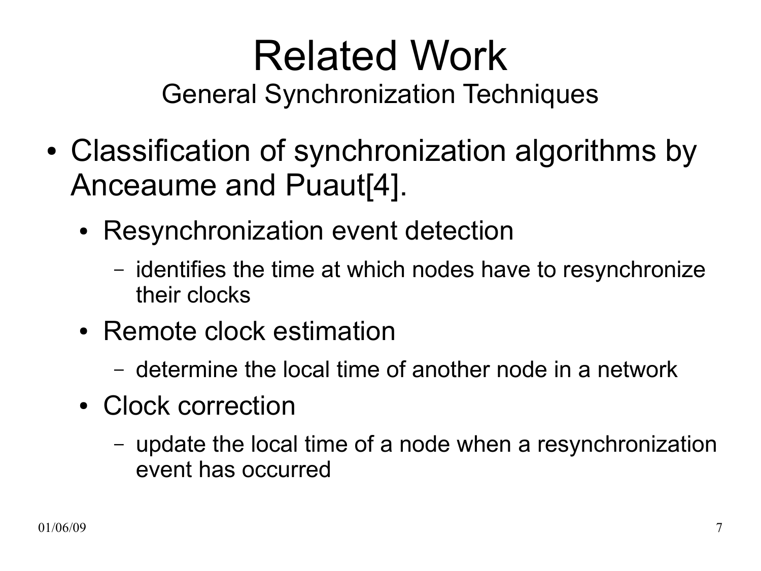# Related Work

## General Synchronization Techniques

- Classification of synchronization algorithms by Anceaume and Puaut[4].
  - Resynchronization event detection
    - identifies the time at which nodes have to resynchronize their clocks
  - Remote clock estimation
    - determine the local time of another node in a network
  - Clock correction
    - update the local time of a node when a resynchronization event has occurred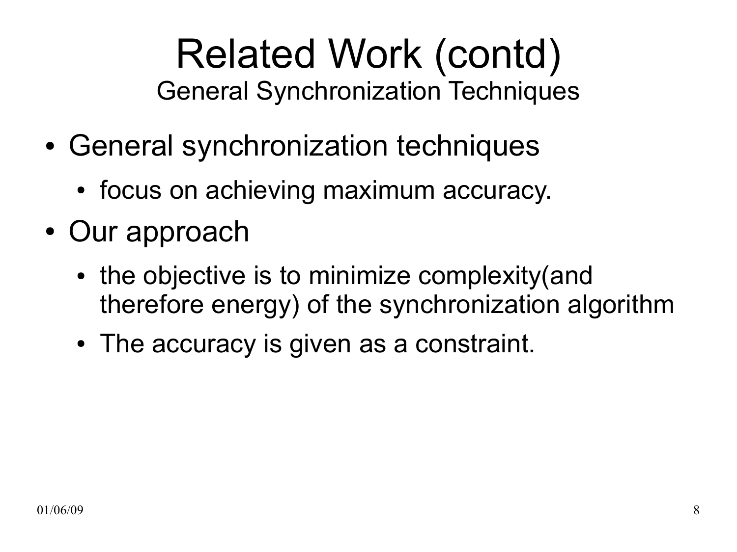# Related Work (contd)

## General Synchronization Techniques

- General synchronization techniques
  - focus on achieving maximum accuracy.
- Our approach
  - the objective is to minimize complexity(and therefore energy) of the synchronization algorithm
  - The accuracy is given as a constraint.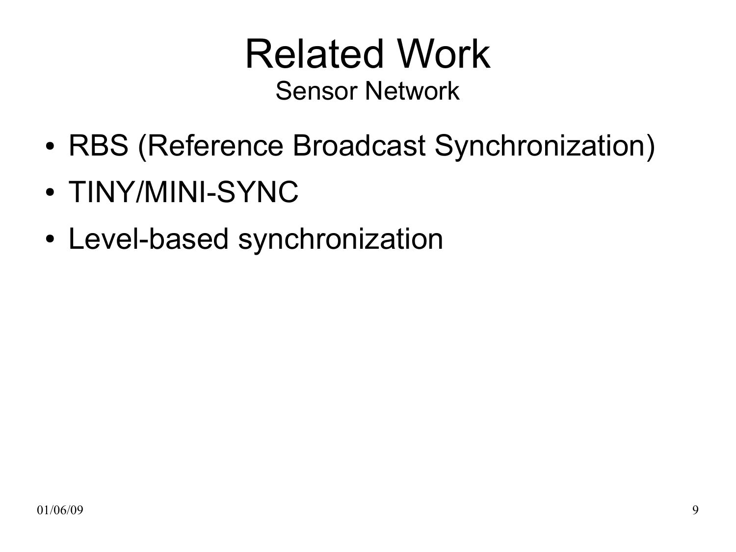# Related Work

## Sensor Network

- RBS (Reference Broadcast Synchronization)
- TINY/MINI-SYNC
- Level-based synchronization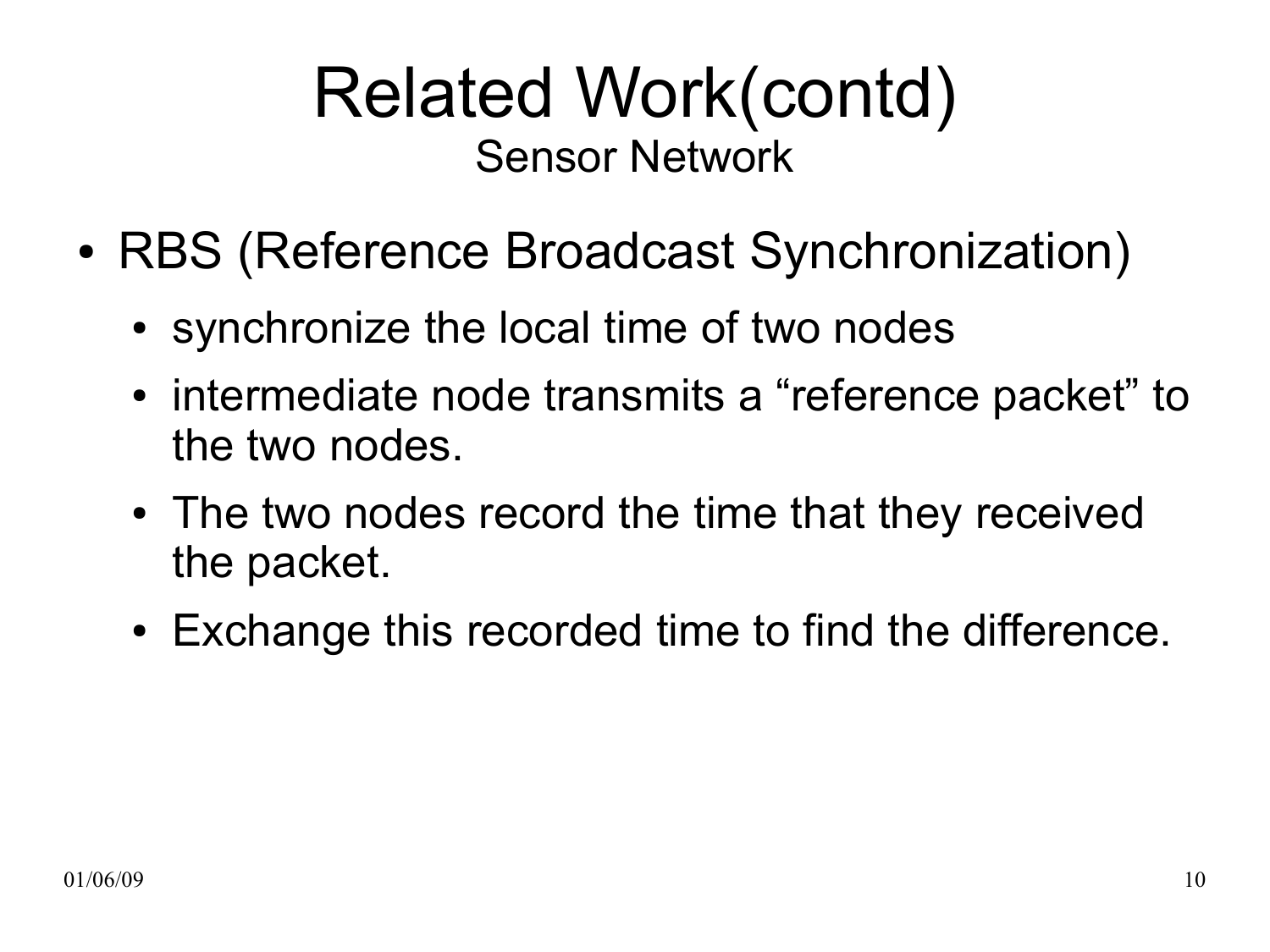# Related Work(contd)

## Sensor Network

- RBS (Reference Broadcast Synchronization)
  - synchronize the local time of two nodes
  - intermediate node transmits a “reference packet” to the two nodes.
  - The two nodes record the time that they received the packet.
  - Exchange this recorded time to find the difference.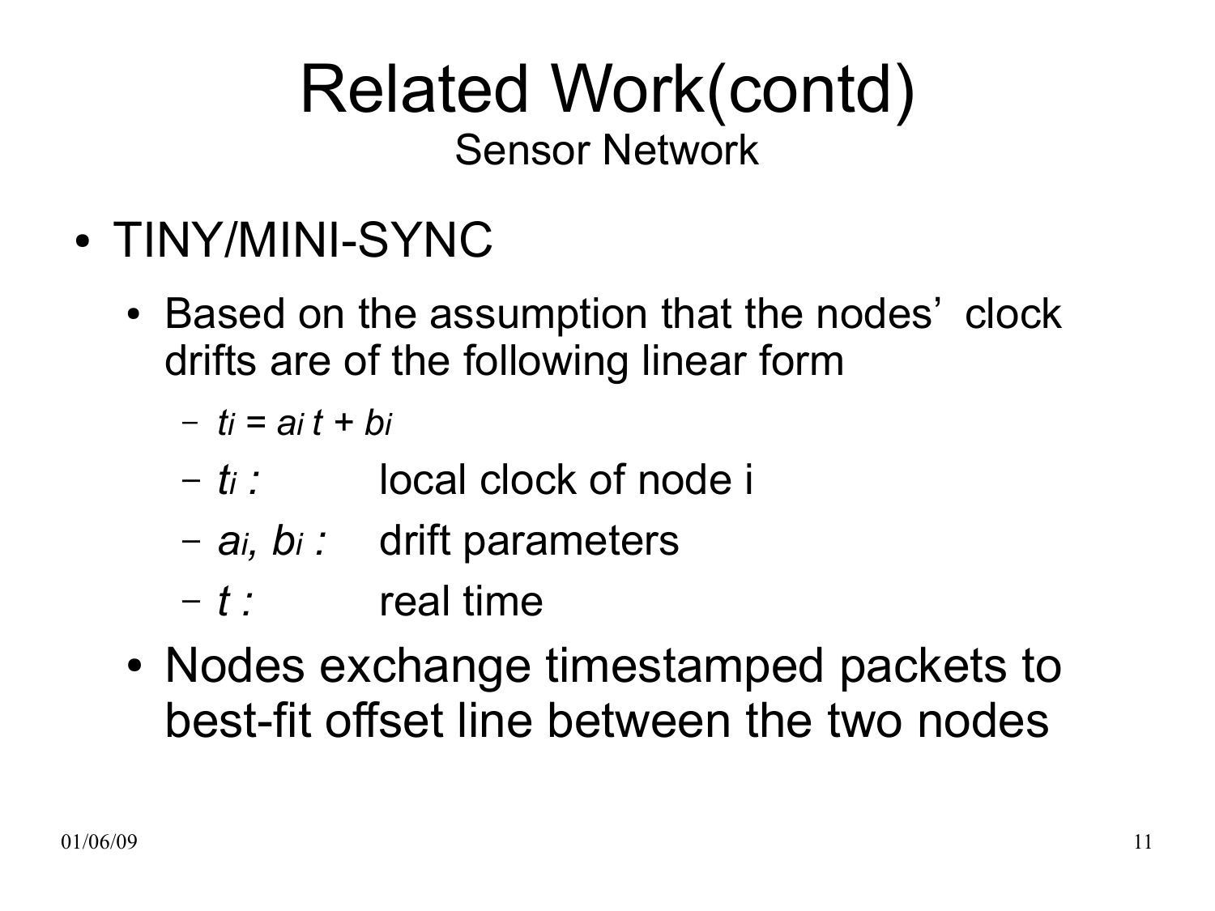# Related Work(contd)

## Sensor Network

- TINY/MINI-SYNC
  - Based on the assumption that the nodes' clock drifts are of the following linear form
    - $t_i = a_i t + b_i$
    - $t_i$ : local clock of node i
    - $a_i, b_i$ : drift parameters
    - $t$ : real time
  - Nodes exchange timestamped packets to best-fit offset line between the two nodes

01/06/09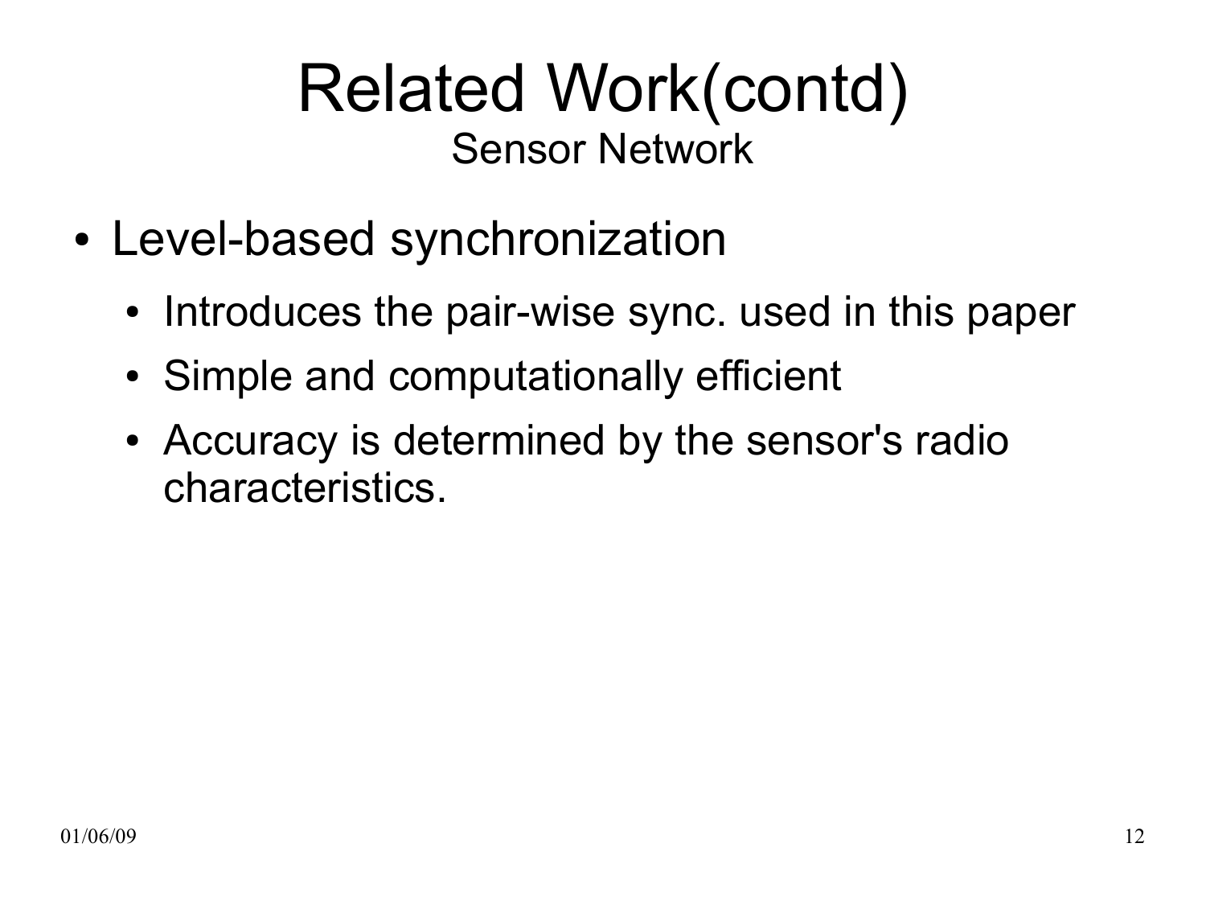# Related Work(contd)

## Sensor Network

- Level-based synchronization
  - Introduces the pair-wise sync. used in this paper
  - Simple and computationally efficient
  - Accuracy is determined by the sensor's radio characteristics.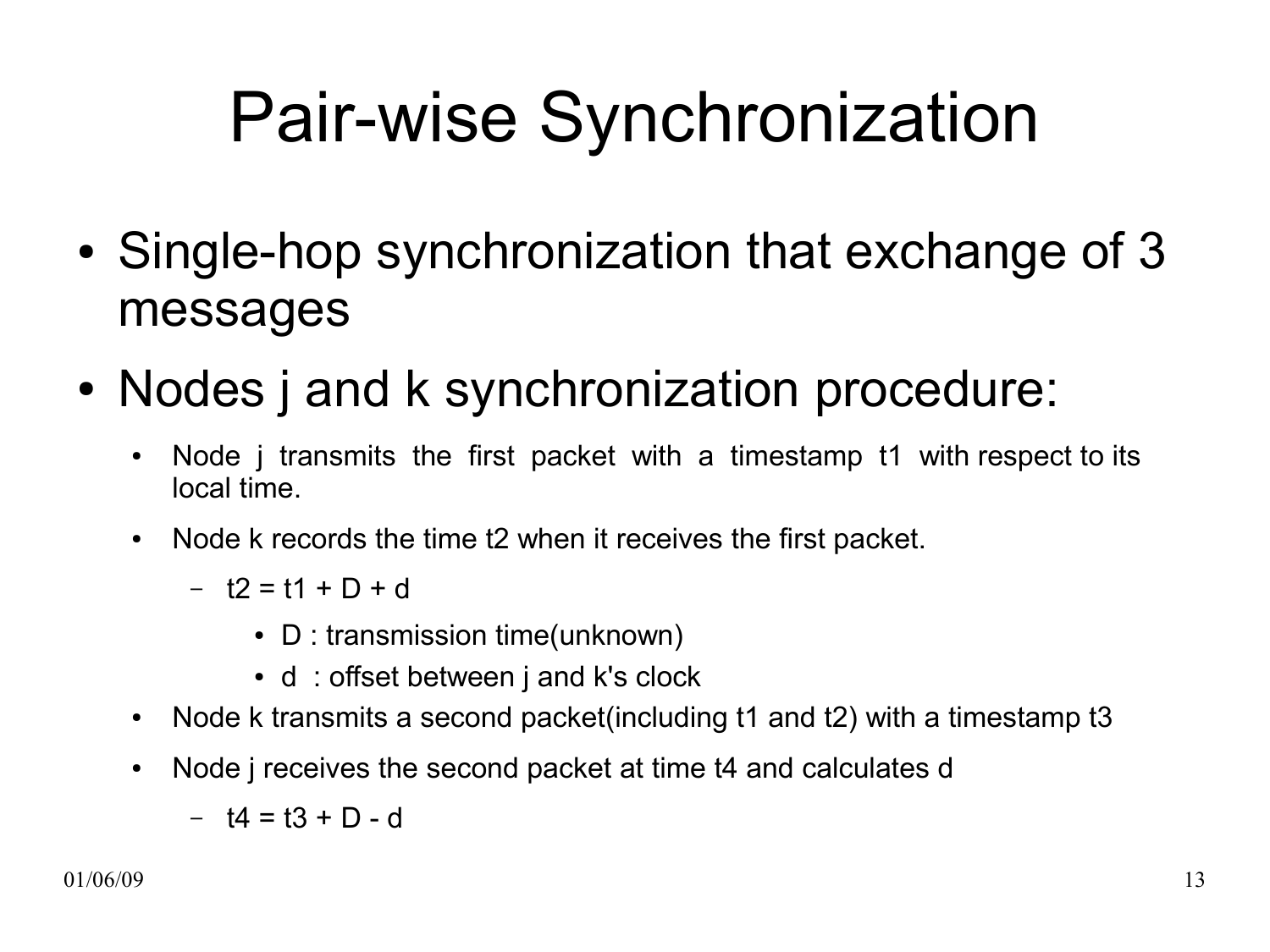# Pair-wise Synchronization

- Single-hop synchronization that exchange of 3 messages
- Nodes j and k synchronization procedure:
  - Node j transmits the first packet with a timestamp t1 with respect to its local time.
  - Node k records the time t2 when it receives the first packet.
    - $t2 = t1 + D + d$
      - D : transmission time(unknown)
      - d : offset between j and k's clock
  - Node k transmits a second packet(including t1 and t2) with a timestamp t3
  - Node j receives the second packet at time t4 and calculates d
    - $t4 = t3 + D - d$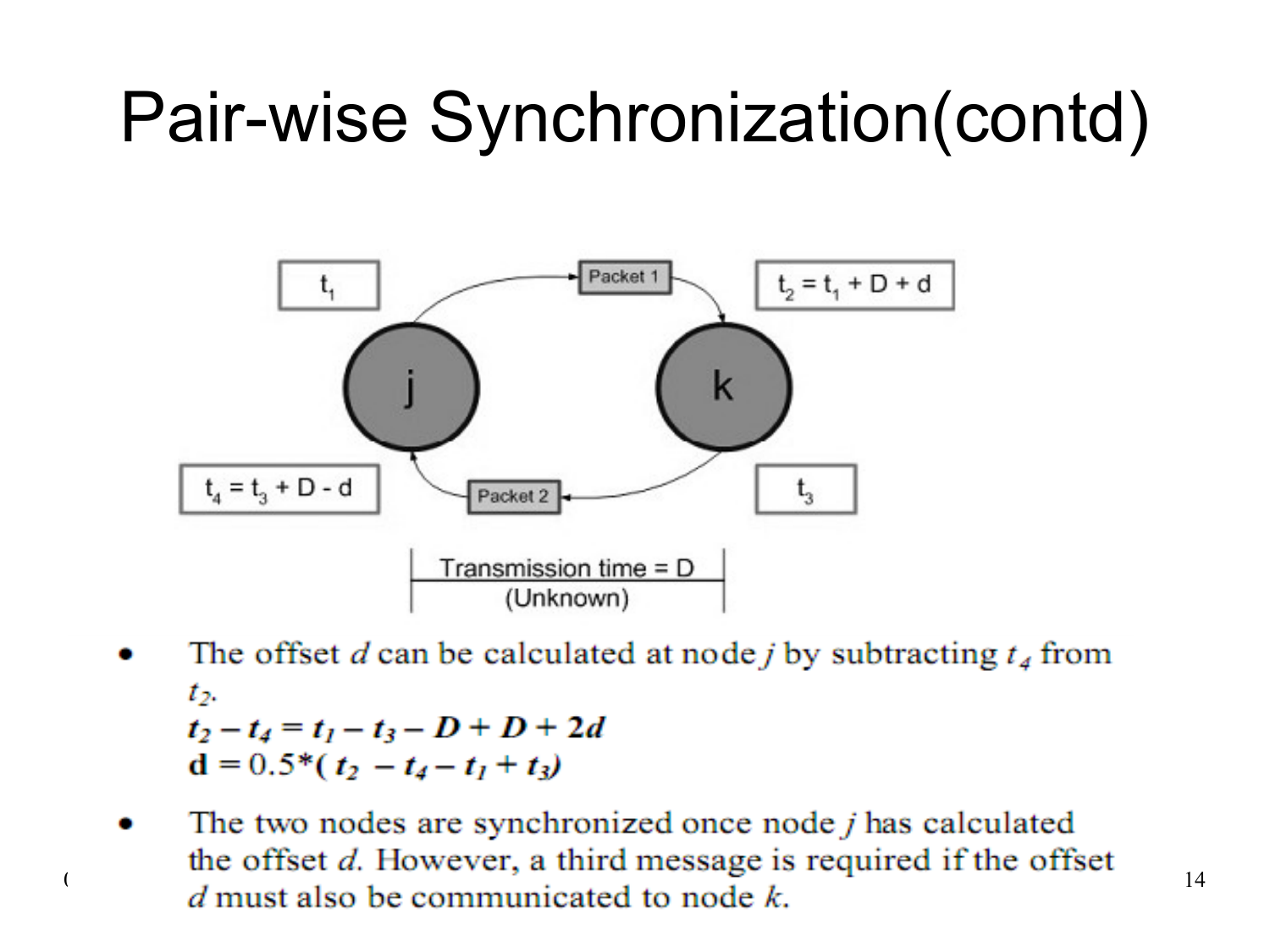# Pair-wise Synchronization(contd)

$t_1$ — Packet 1 → $t_2 = t_1 + D + d$

$t_3$ — Packet 2 → $t_4 = t_3 + D - d$

Transmission time = D (Unknown)

- The offset $d$ can be calculated at node $j$ by subtracting $t_4$ from $t_2$.

  $$t_2 - t_4 = t_1 - t_3 - D + D + 2d$$

  $$d = 0.5*(t_2 - t_4 - t_1 + t_3)$$

- The two nodes are synchronized once node $j$ has calculated the offset $d$. However, a third message is required if the offset $d$ must also be communicated to node $k$.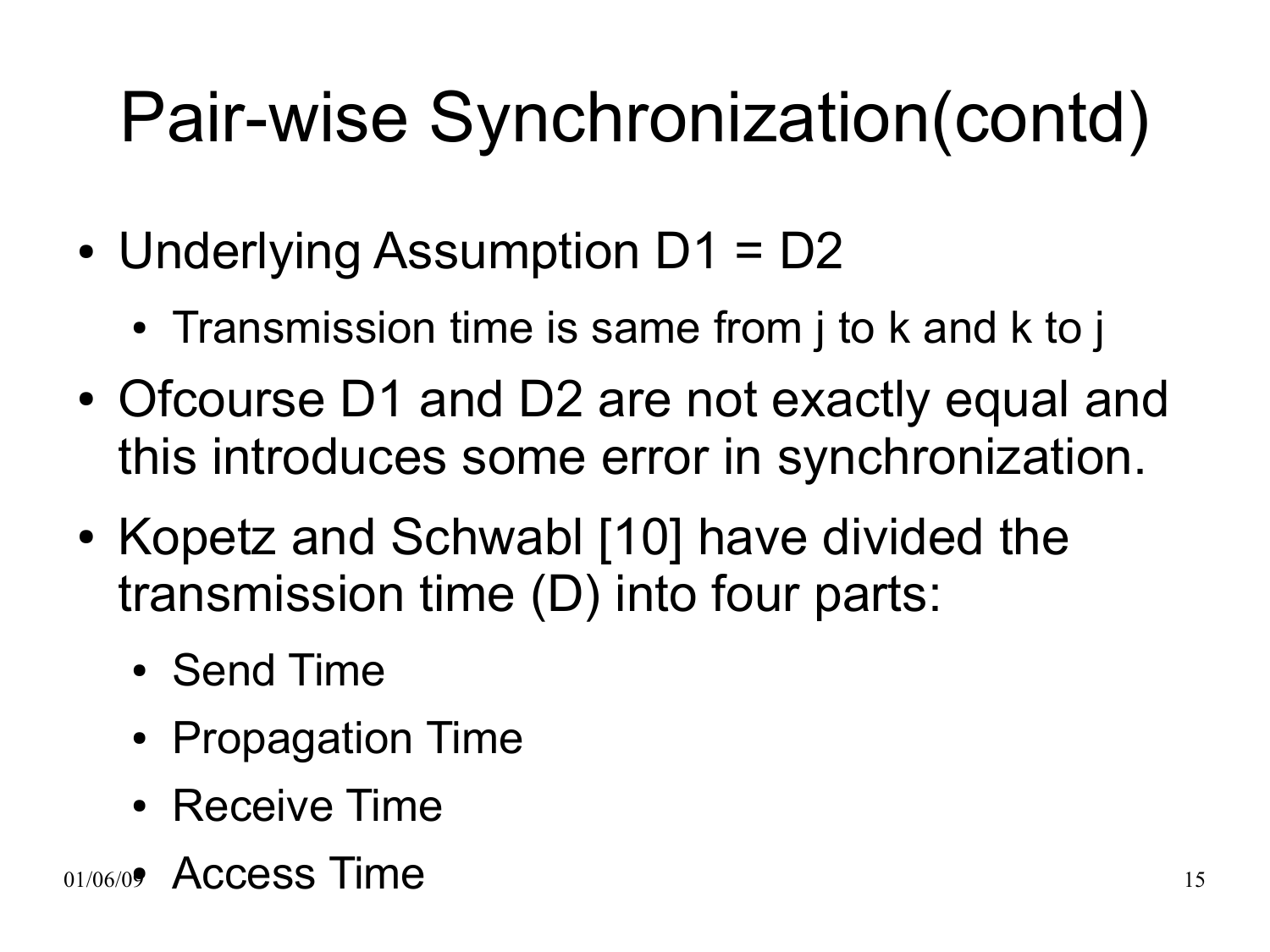# Pair-wise Synchronization(contd)

- Underlying Assumption D1 = D2
  - Transmission time is same from j to k and k to j
- Ofcourse D1 and D2 are not exactly equal and this introduces some error in synchronization.
- Kopetz and Schwabl [10] have divided the transmission time (D) into four parts:
  - Send Time
  - Propagation Time
  - Receive Time
  - Access Time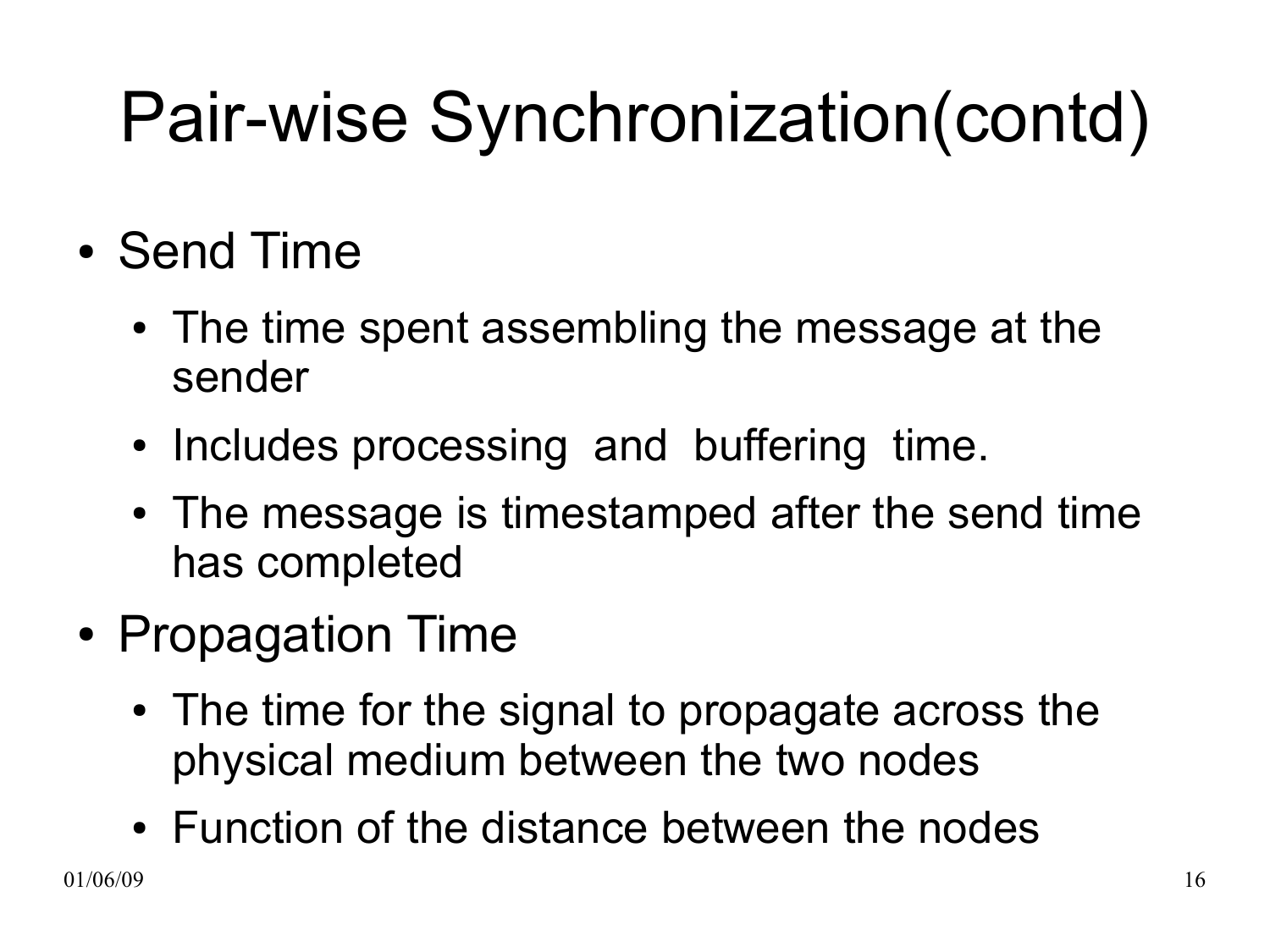# Pair-wise Synchronization(contd)

- Send Time
  - The time spent assembling the message at the sender
  - Includes processing and buffering time.
  - The message is timestamped after the send time has completed
- Propagation Time
  - The time for the signal to propagate across the physical medium between the two nodes
  - Function of the distance between the nodes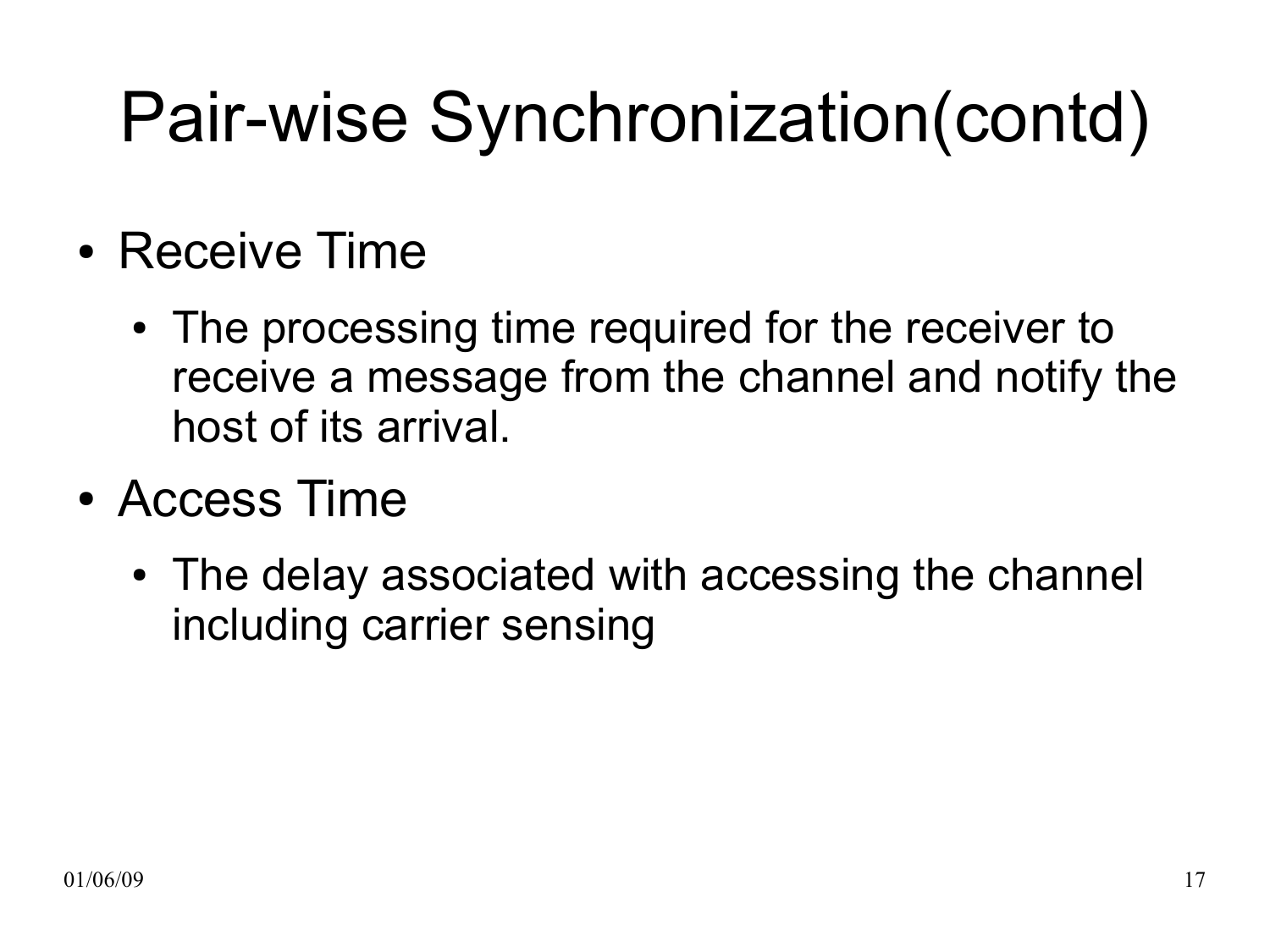# Pair-wise Synchronization(contd)

- Receive Time
  - The processing time required for the receiver to receive a message from the channel and notify the host of its arrival.
- Access Time
  - The delay associated with accessing the channel including carrier sensing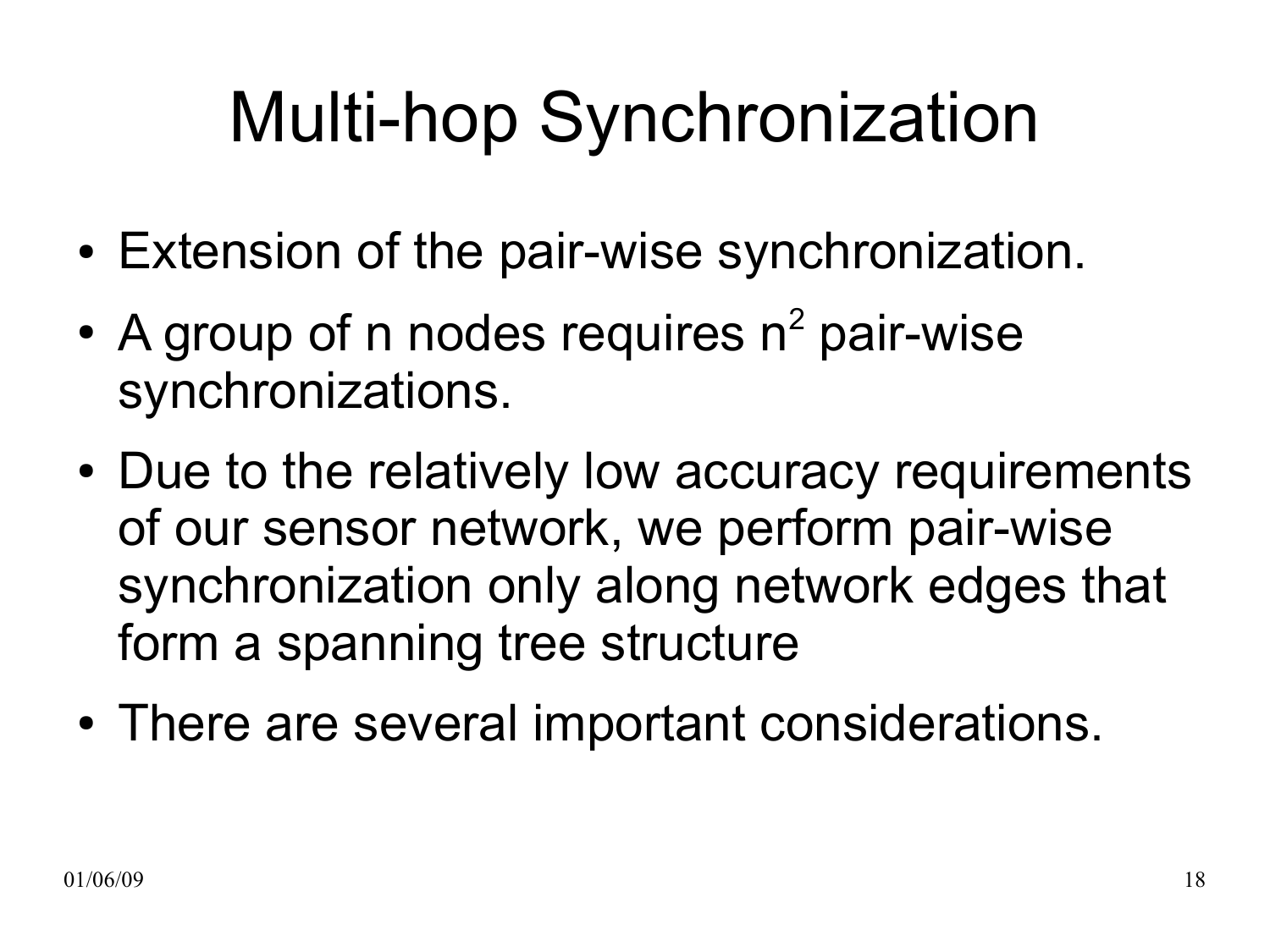# Multi-hop Synchronization

- Extension of the pair-wise synchronization.
- A group of n nodes requires $n^2$ pair-wise synchronizations.
- Due to the relatively low accuracy requirements of our sensor network, we perform pair-wise synchronization only along network edges that form a spanning tree structure
- There are several important considerations.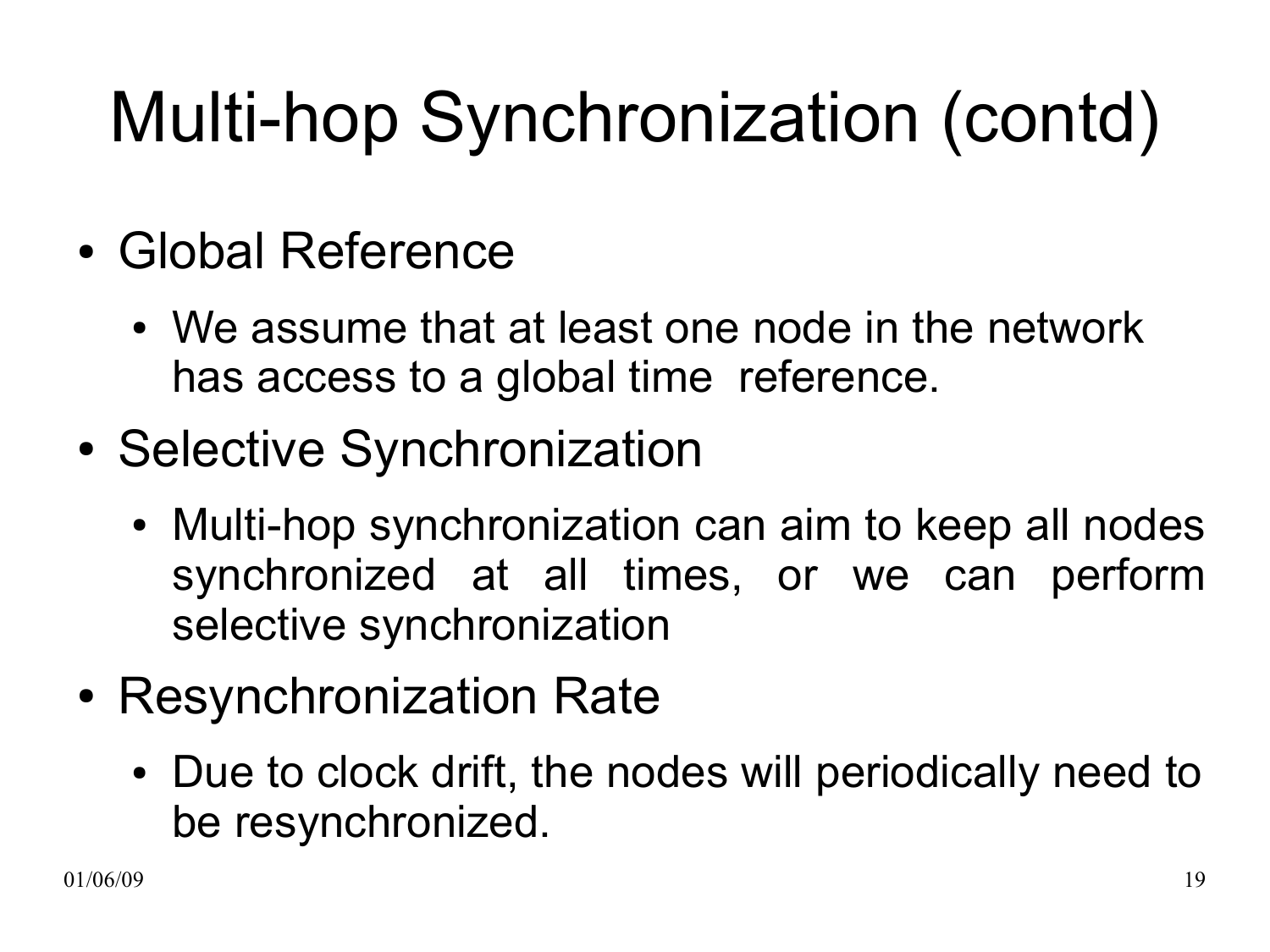# Multi-hop Synchronization (contd)

- Global Reference
  - We assume that at least one node in the network has access to a global time reference.
- Selective Synchronization
  - Multi-hop synchronization can aim to keep all nodes synchronized at all times, or we can perform selective synchronization
- Resynchronization Rate
  - Due to clock drift, the nodes will periodically need to be resynchronized.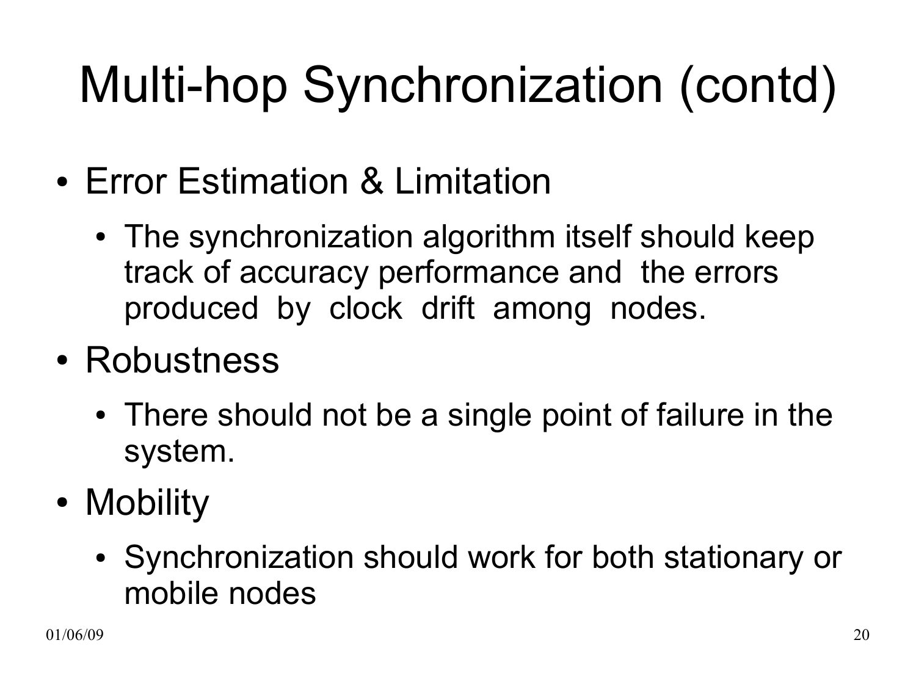# Multi-hop Synchronization (contd)

- Error Estimation & Limitation
  - The synchronization algorithm itself should keep track of accuracy performance and the errors produced by clock drift among nodes.
- Robustness
  - There should not be a single point of failure in the system.
- Mobility
  - Synchronization should work for both stationary or mobile nodes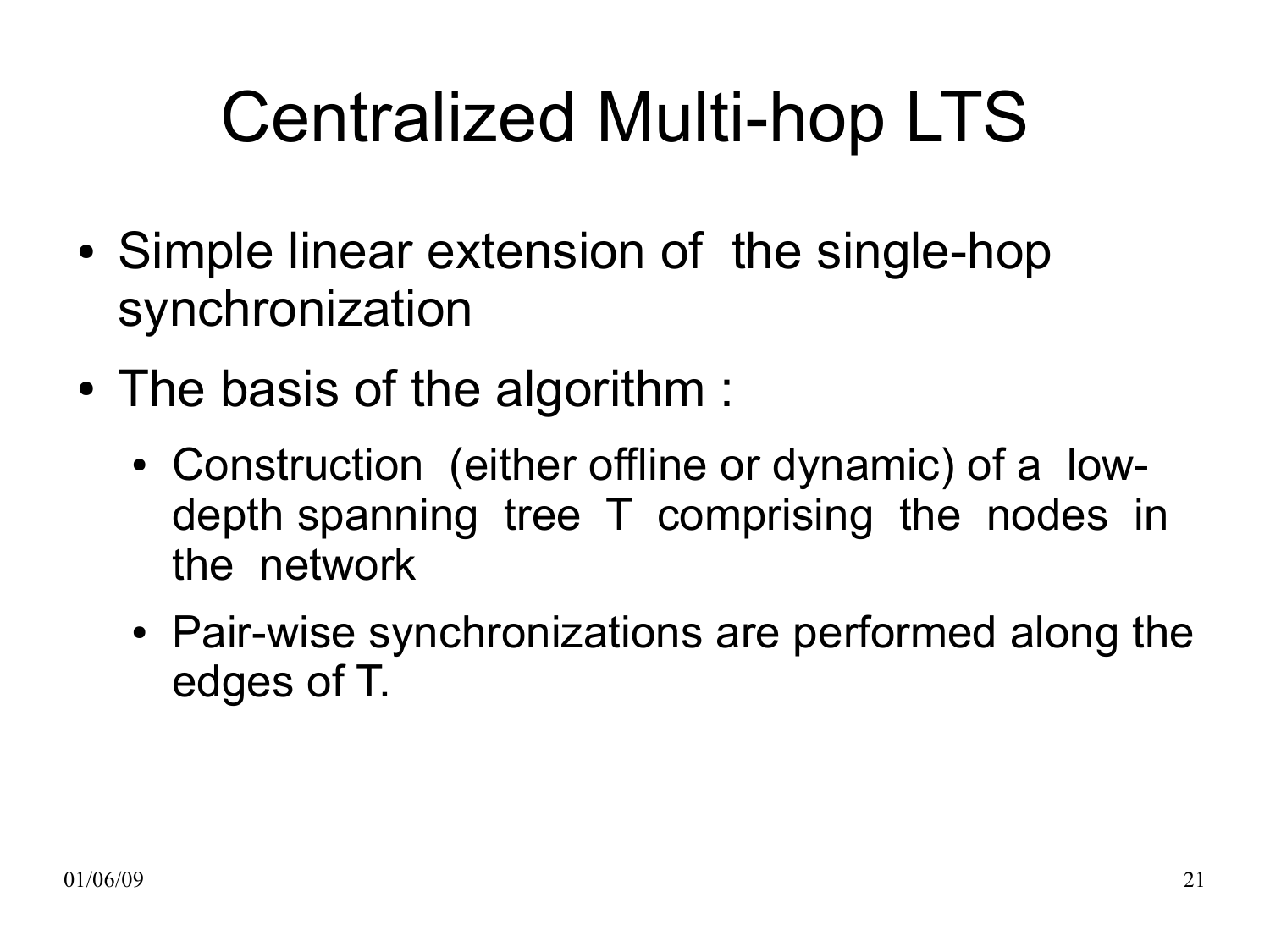# Centralized Multi-hop LTS

- Simple linear extension of the single-hop synchronization
- The basis of the algorithm :
  - Construction (either offline or dynamic) of a low-depth spanning tree T comprising the nodes in the network
  - Pair-wise synchronizations are performed along the edges of T.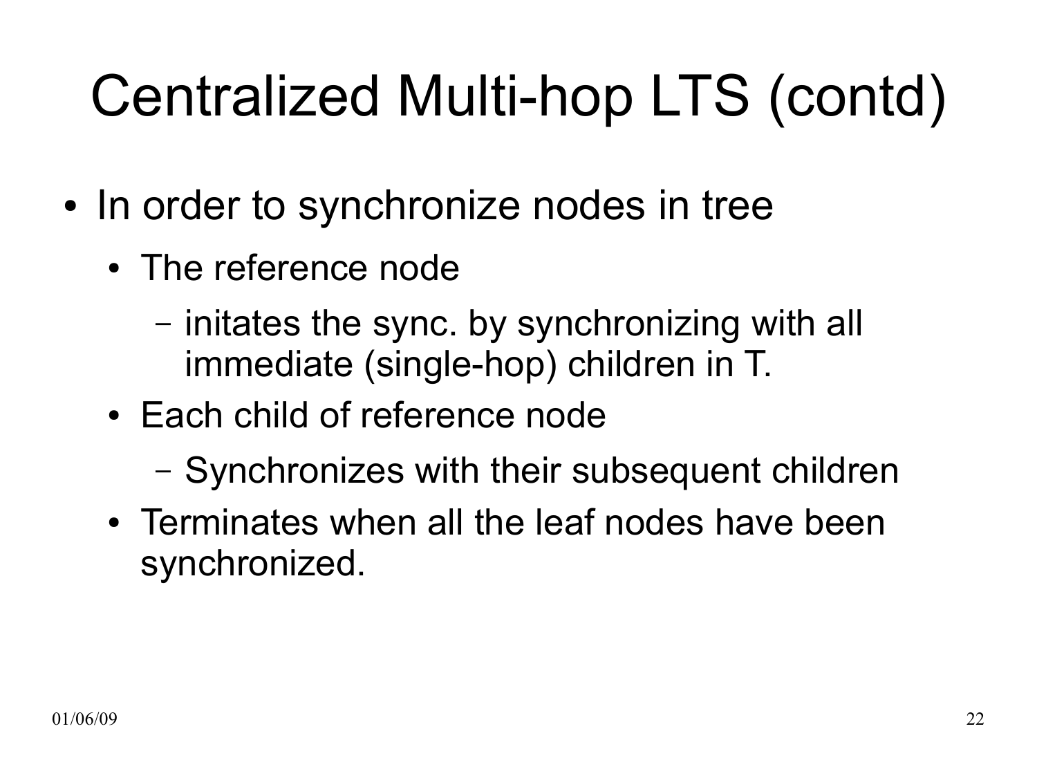# Centralized Multi-hop LTS (contd)

- In order to synchronize nodes in tree
  - The reference node
    - initates the sync. by synchronizing with all immediate (single-hop) children in T.
  - Each child of reference node
    - Synchronizes with their subsequent children
  - Terminates when all the leaf nodes have been synchronized.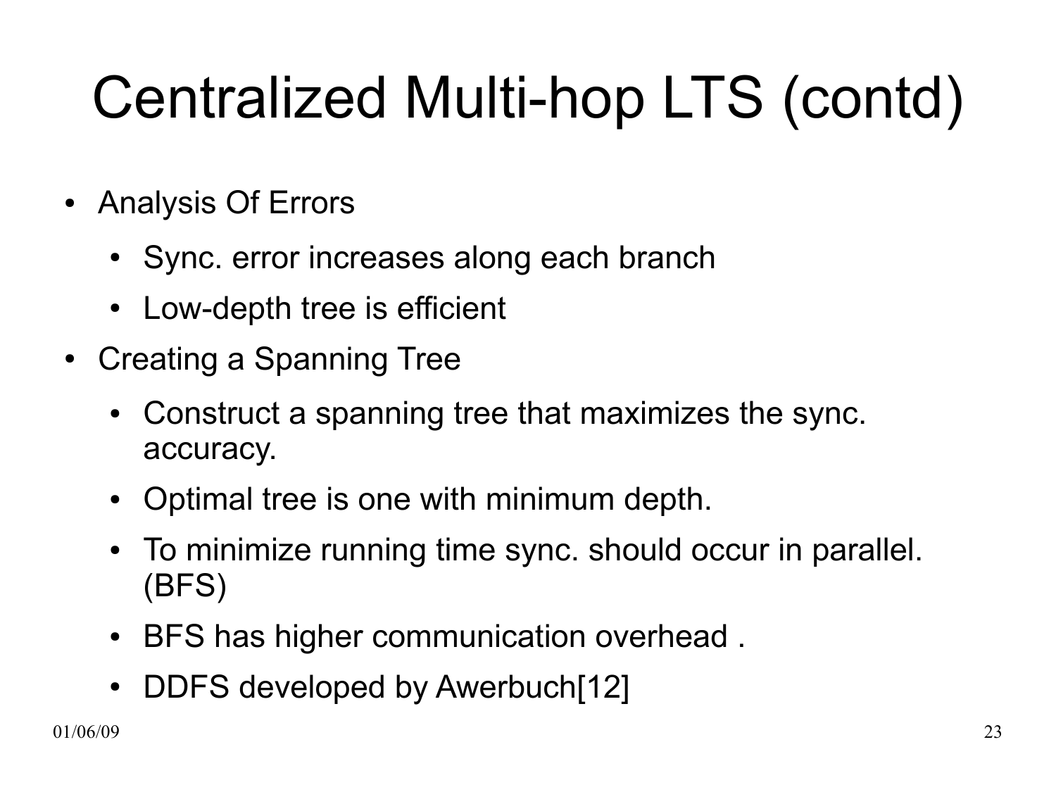# Centralized Multi-hop LTS (contd)

- Analysis Of Errors
  - Sync. error increases along each branch
  - Low-depth tree is efficient
- Creating a Spanning Tree
  - Construct a spanning tree that maximizes the sync. accuracy.
  - Optimal tree is one with minimum depth.
  - To minimize running time sync. should occur in parallel. (BFS)
  - BFS has higher communication overhead .
  - DDFS developed by Awerbuch[12]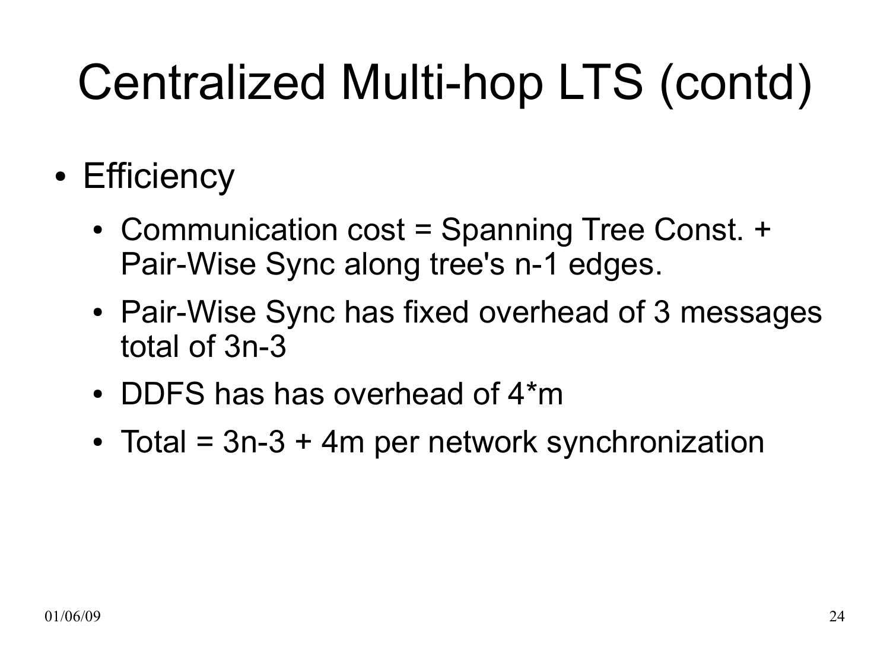# Centralized Multi-hop LTS (contd)

- Efficiency
  - Communication cost = Spanning Tree Const. + Pair-Wise Sync along tree's n-1 edges.
  - Pair-Wise Sync has fixed overhead of 3 messages total of 3n-3
  - DDFS has has overhead of 4*m
  - Total = 3n-3 + 4m per network synchronization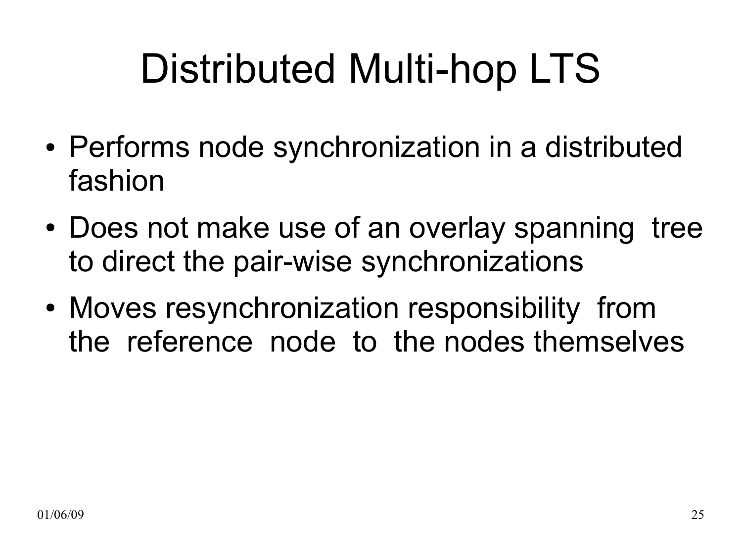# Distributed Multi-hop LTS

- Performs node synchronization in a distributed fashion
- Does not make use of an overlay spanning tree to direct the pair-wise synchronizations
- Moves resynchronization responsibility from the reference node to the nodes themselves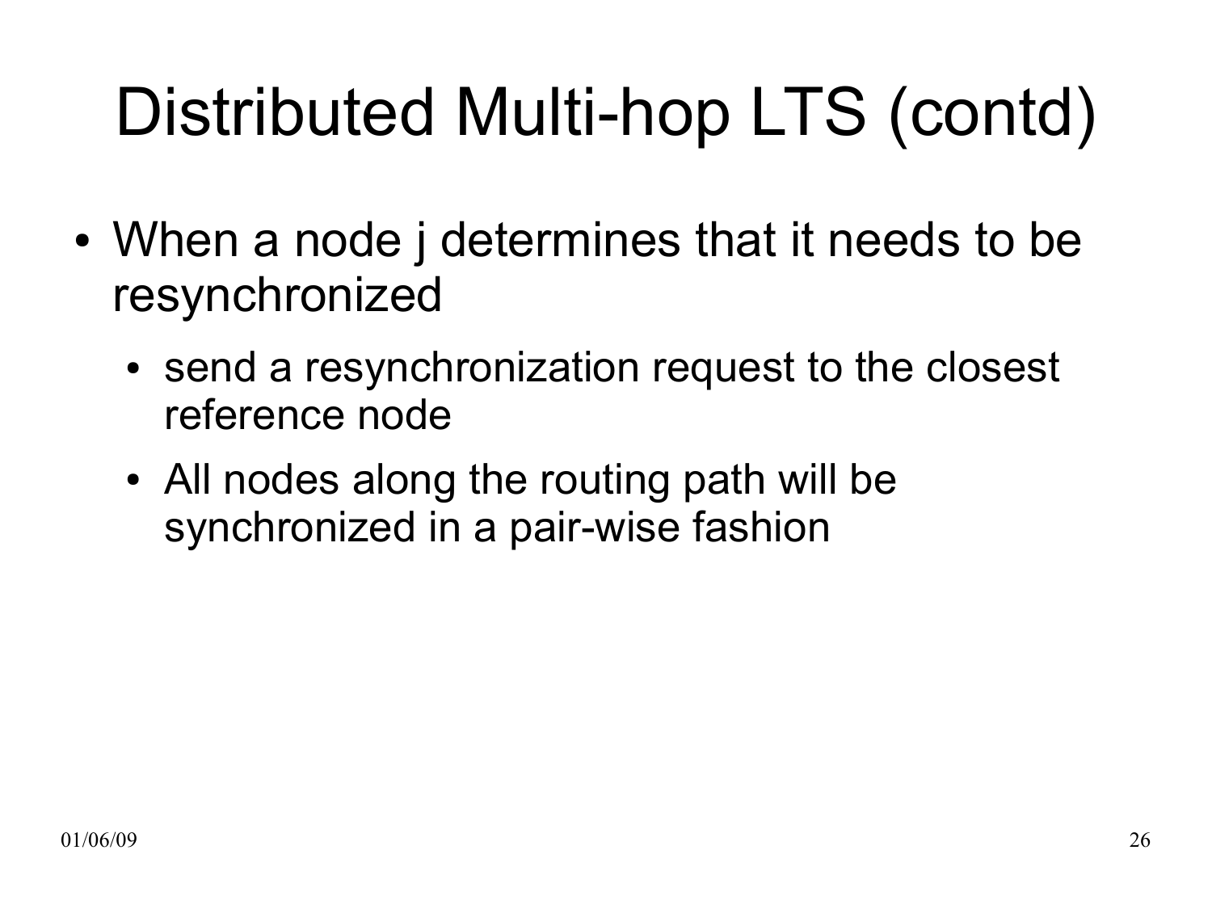# Distributed Multi-hop LTS (contd)

- When a node j determines that it needs to be resynchronized
  - send a resynchronization request to the closest reference node
  - All nodes along the routing path will be synchronized in a pair-wise fashion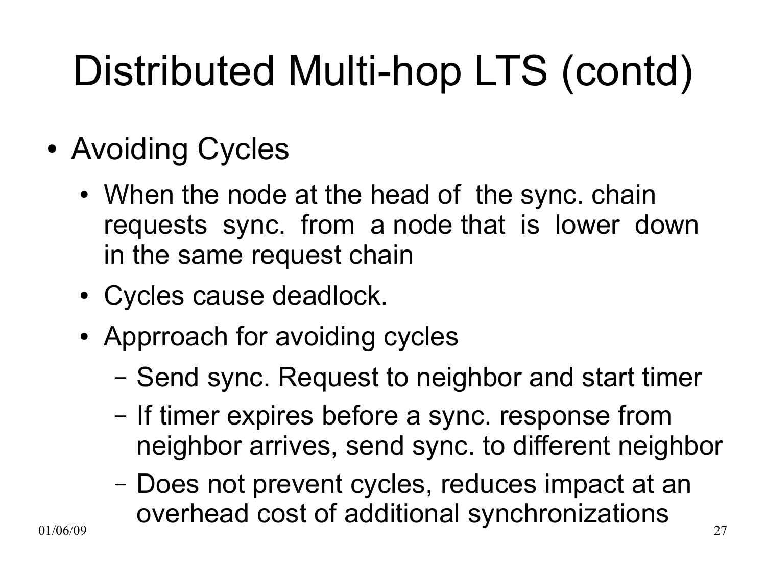# Distributed Multi-hop LTS (contd)

- Avoiding Cycles
  - When the node at the head of the sync. chain requests sync. from a node that is lower down in the same request chain
  - Cycles cause deadlock.
  - Apprroach for avoiding cycles
    - Send sync. Request to neighbor and start timer
    - If timer expires before a sync. response from neighbor arrives, send sync. to different neighbor
    - Does not prevent cycles, reduces impact at an overhead cost of additional synchronizations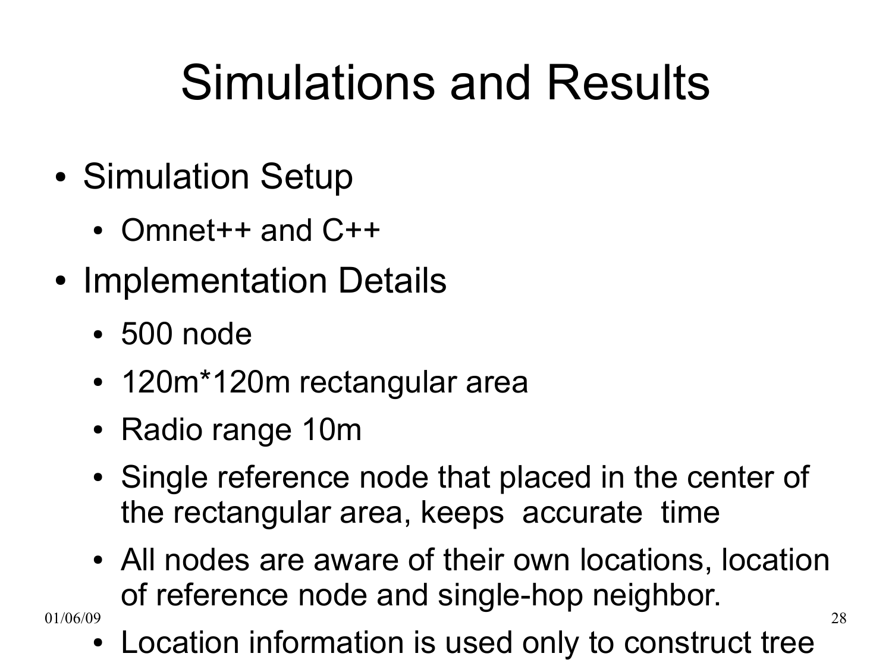# Simulations and Results

- Simulation Setup
  - Omnet++ and C++
- Implementation Details
  - 500 node
  - 120m*120m rectangular area
  - Radio range 10m
  - Single reference node that placed in the center of the rectangular area, keeps accurate time
  - All nodes are aware of their own locations, location of reference node and single-hop neighbor.
  - Location information is used only to construct tree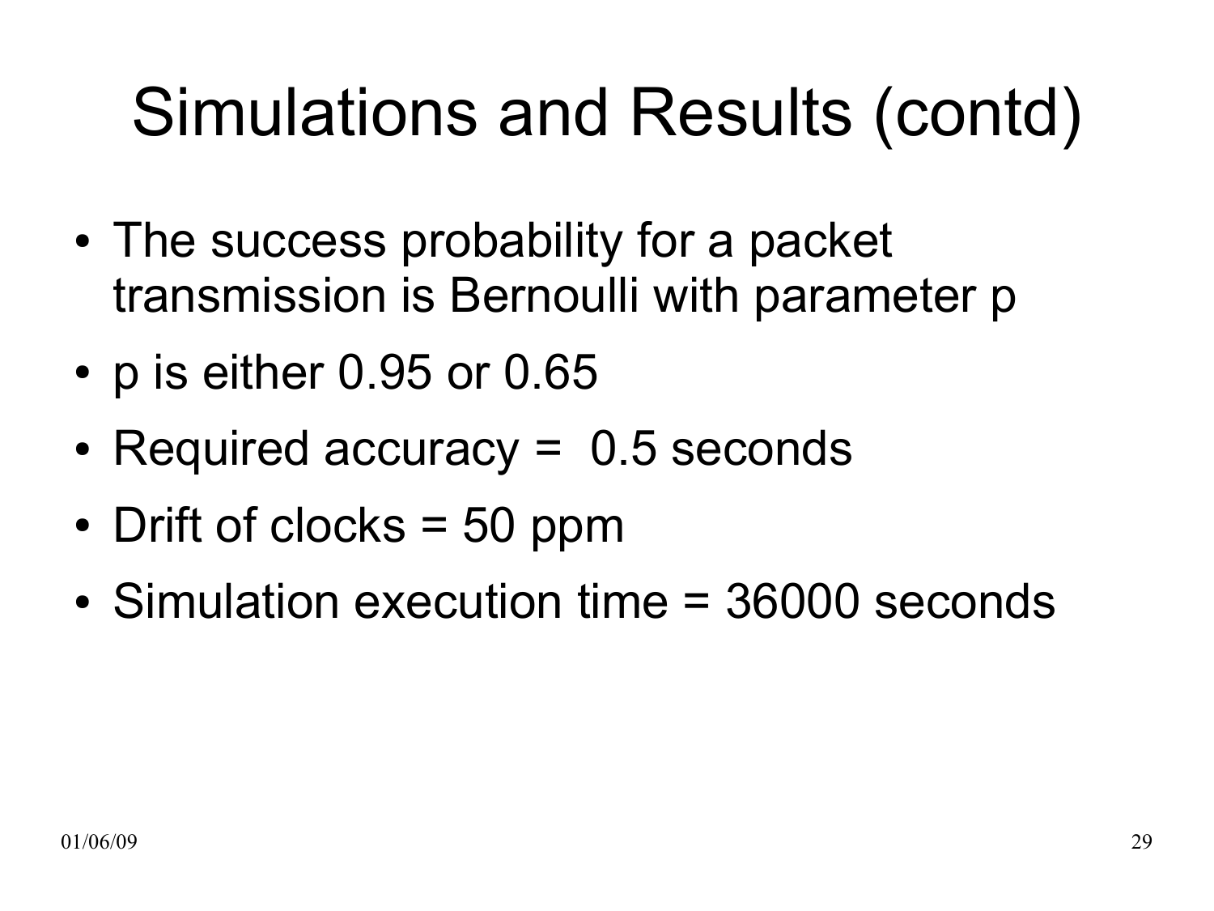# Simulations and Results (contd)

- The success probability for a packet transmission is Bernoulli with parameter p
- p is either 0.95 or 0.65
- Required accuracy = 0.5 seconds
- Drift of clocks = 50 ppm
- Simulation execution time = 36000 seconds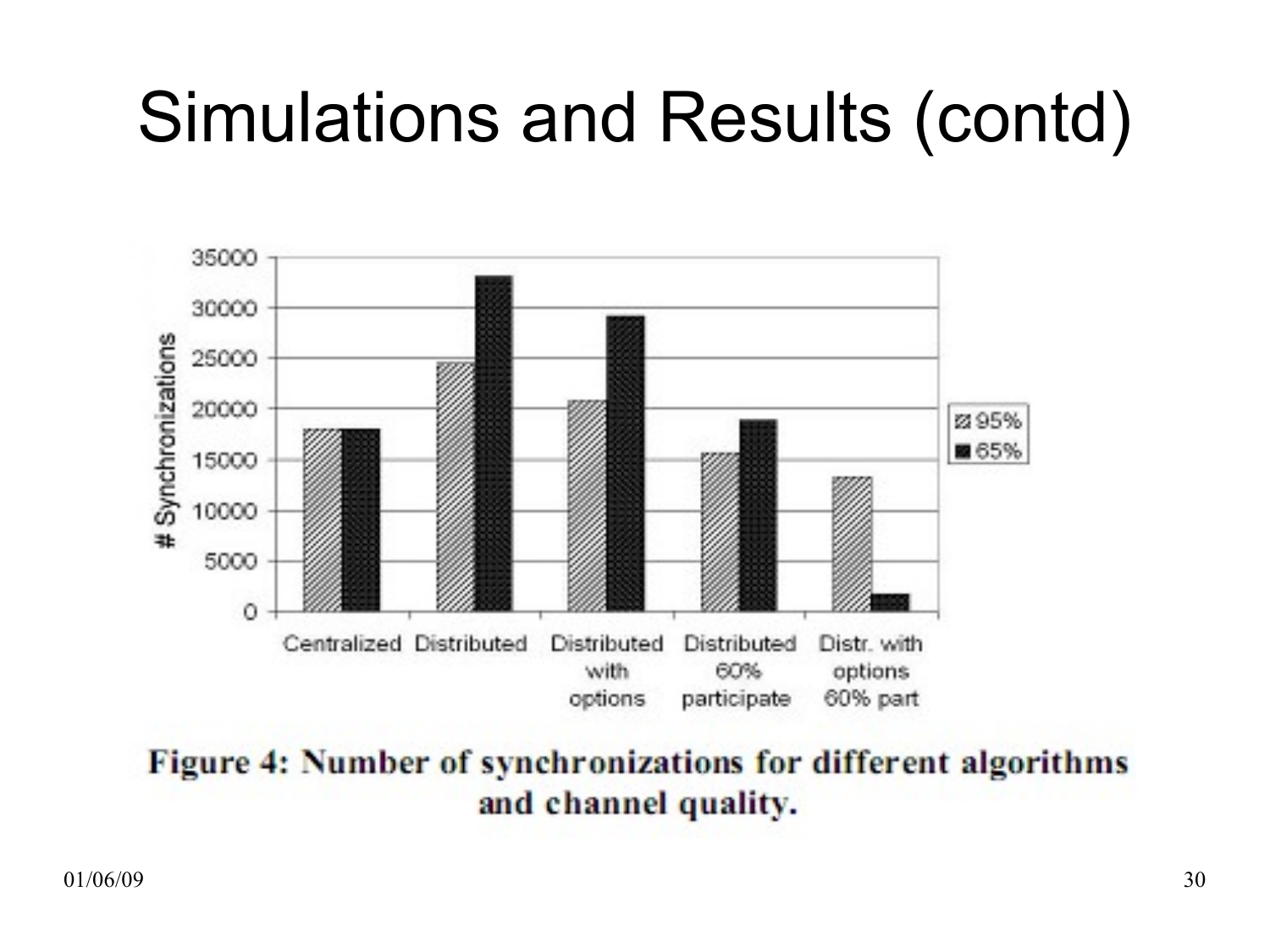# Simulations and Results (contd)

Figure 4: Number of synchronizations for different algorithms and channel quality.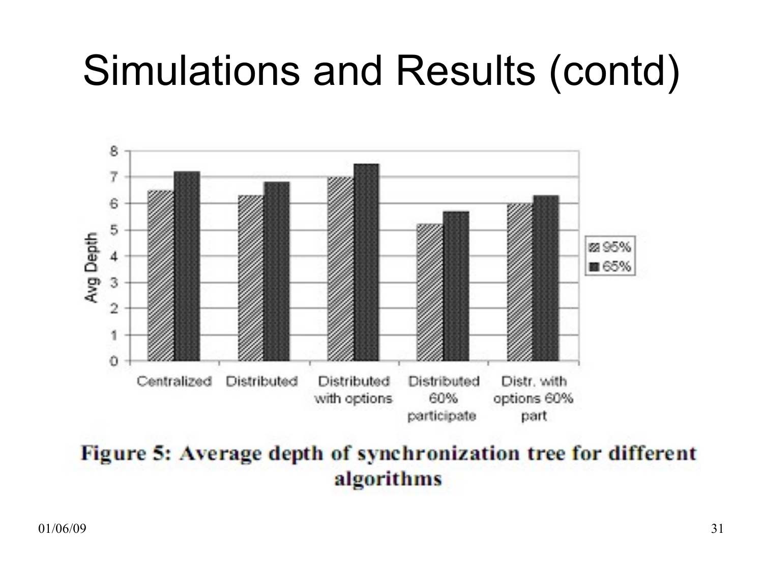# Simulations and Results (contd)

Figure 5: Average depth of synchronization tree for different algorithms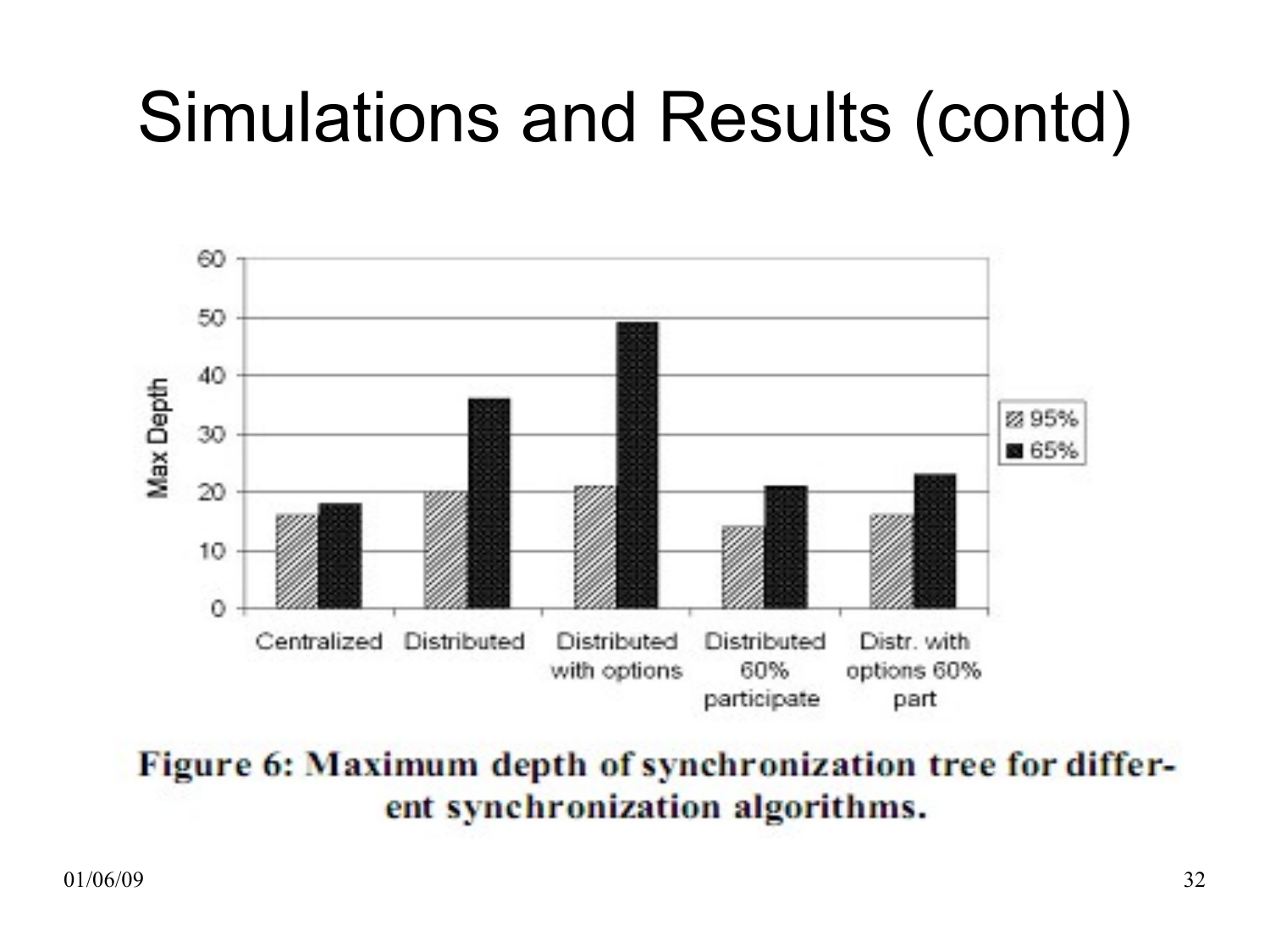# Simulations and Results (contd)

Figure 6: Maximum depth of synchronization tree for different synchronization algorithms.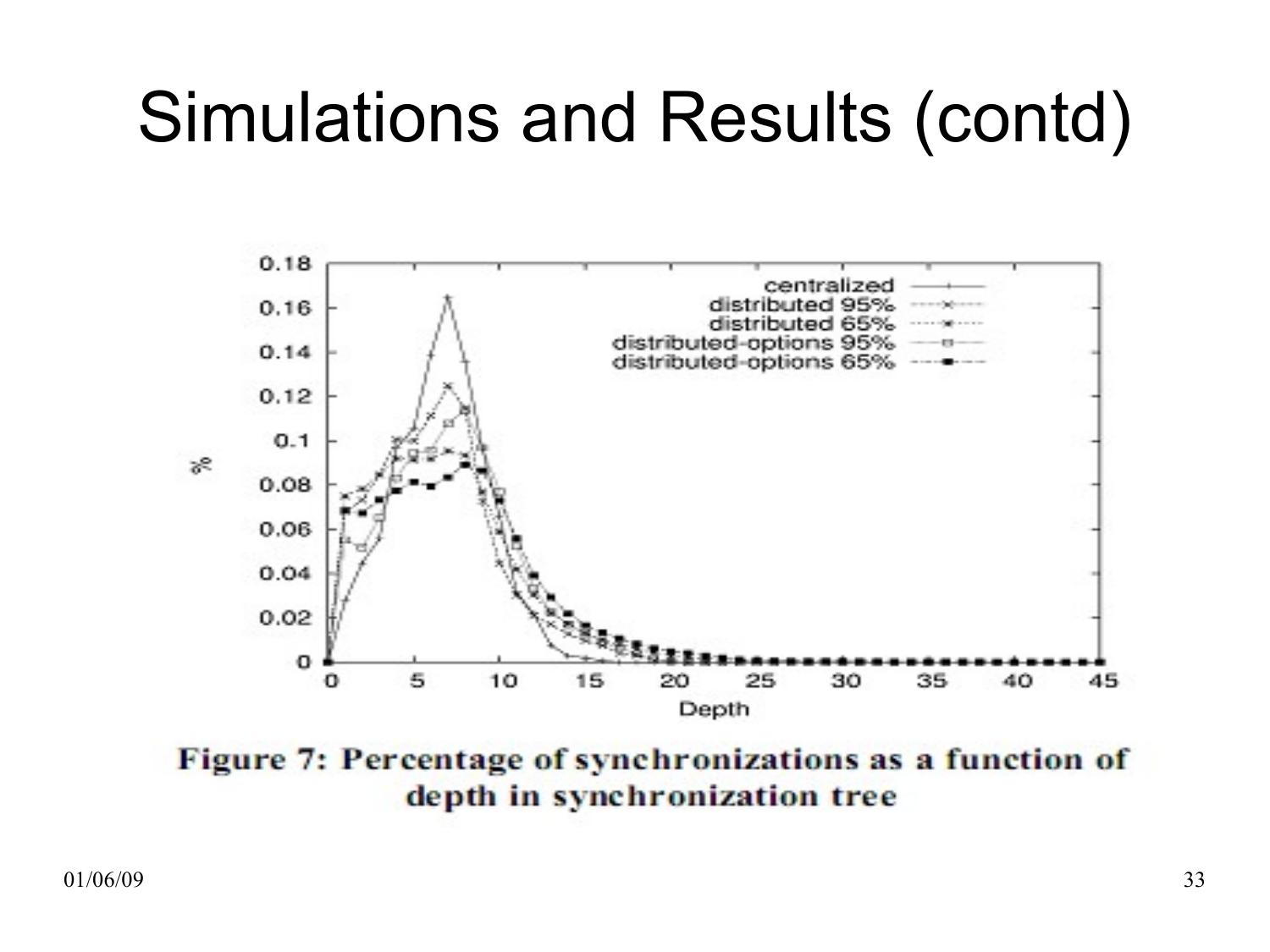# Simulations and Results (contd)

**Figure 7: Percentage of synchronizations as a function of depth in synchronization tree**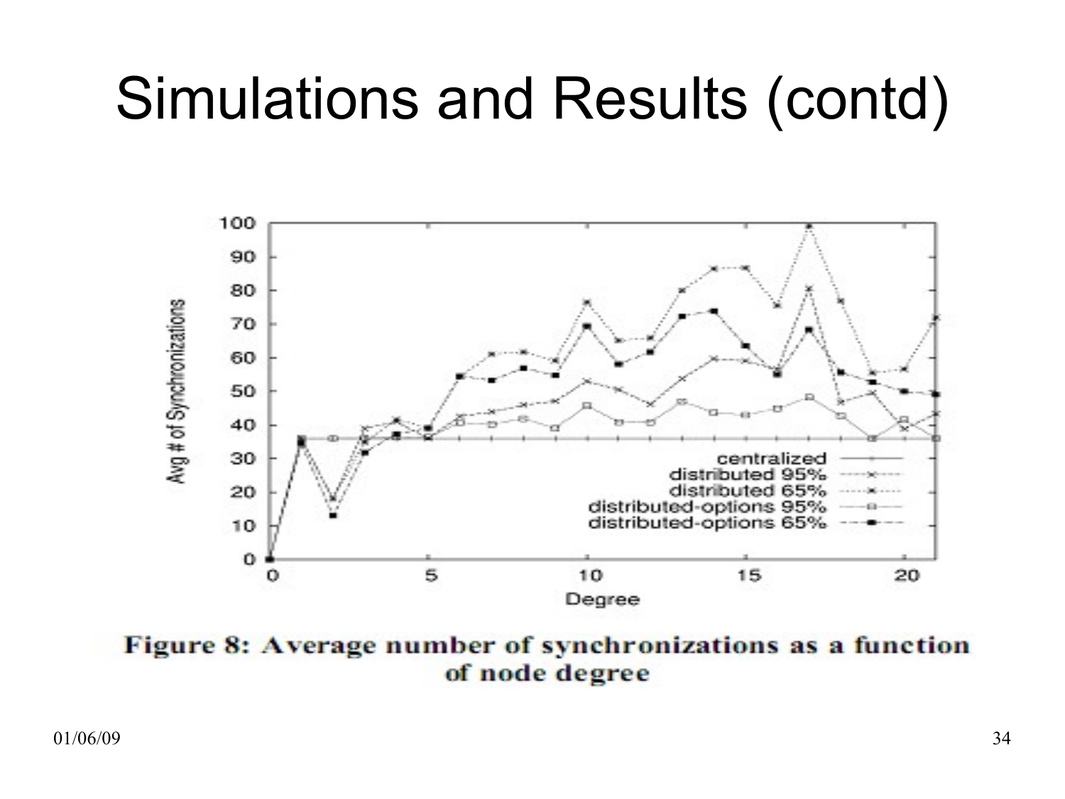# Simulations and Results (contd)

**Figure 8: Average number of synchronizations as a function of node degree**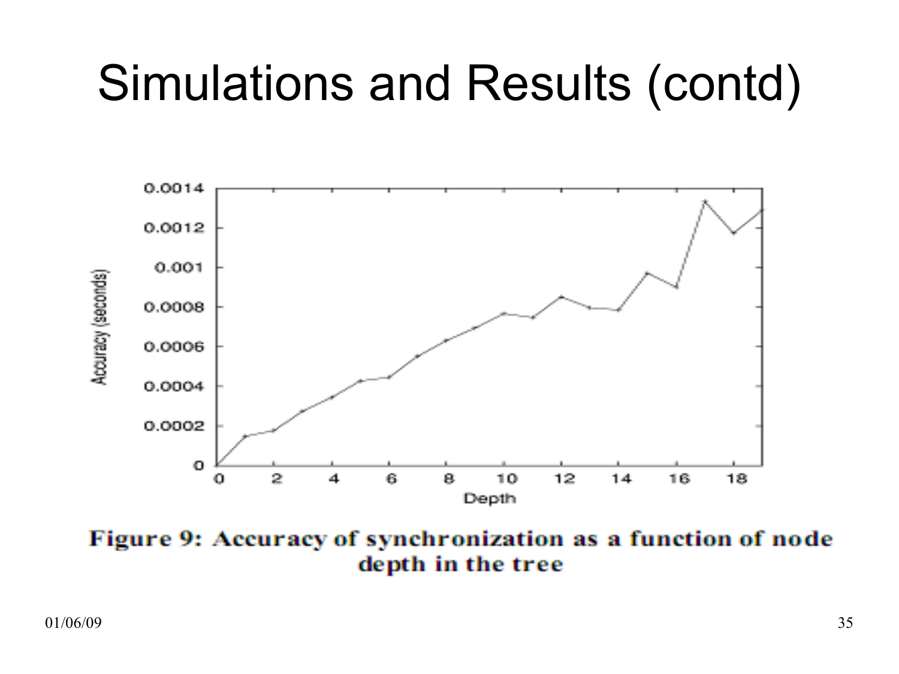# Simulations and Results (contd)

Figure 9: Accuracy of synchronization as a function of node depth in the tree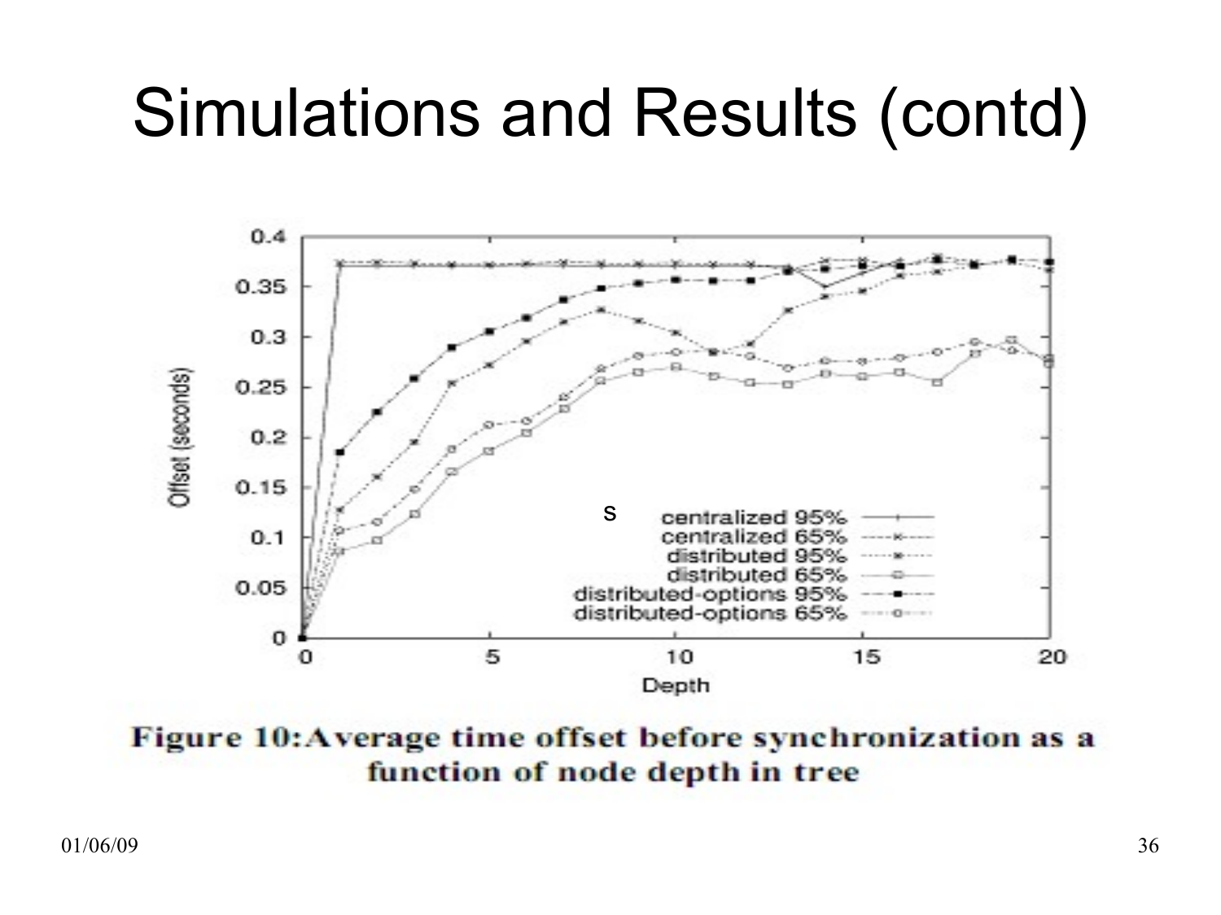# Simulations and Results (contd)

**Figure 10: Average time offset before synchronization as a function of node depth in tree**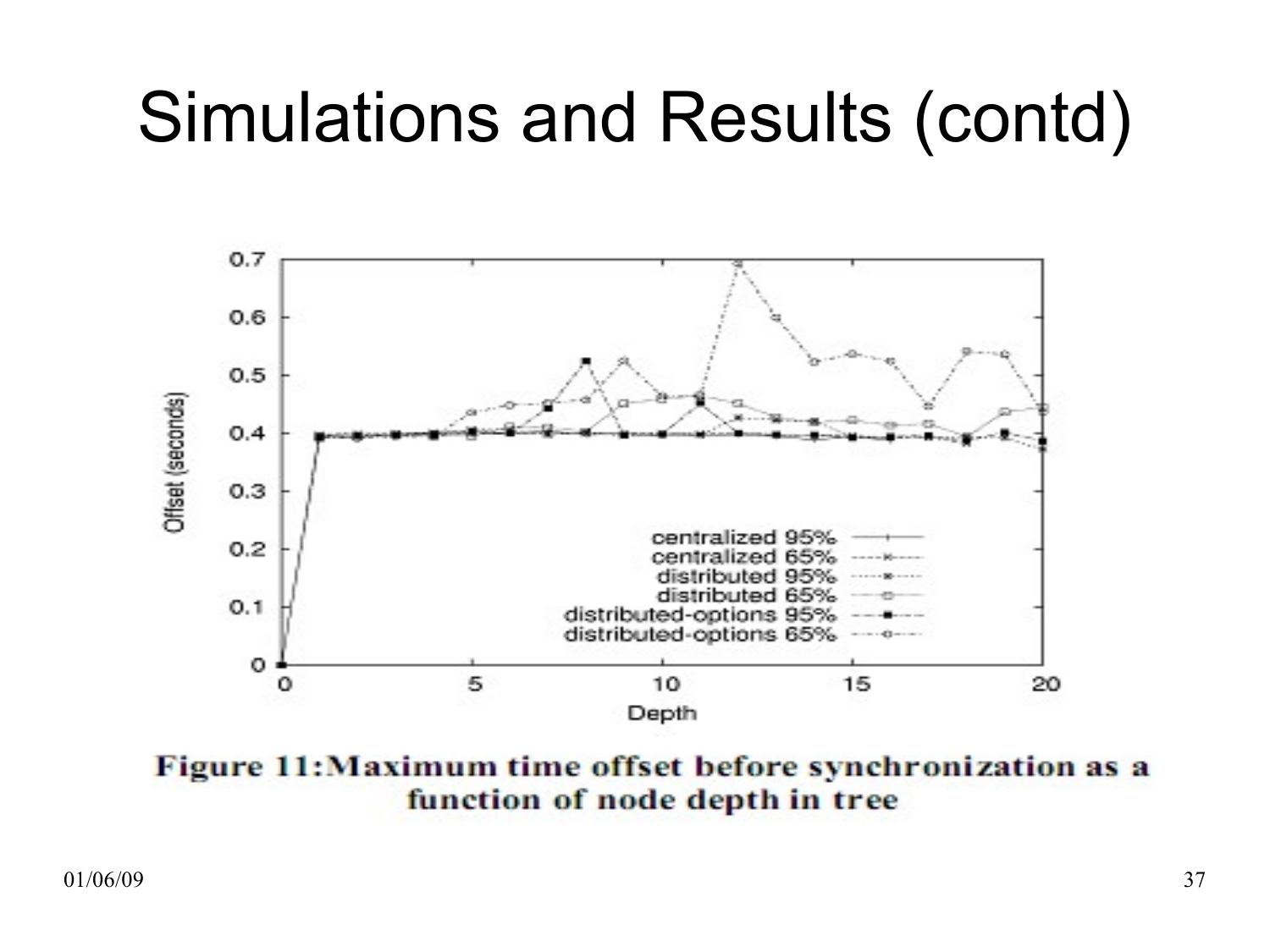# Simulations and Results (contd)

Figure 11: Maximum time offset before synchronization as a function of node depth in tree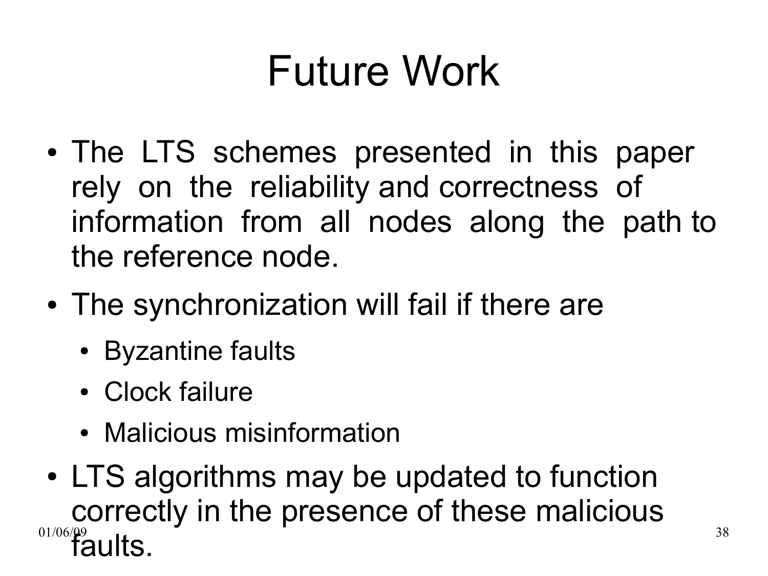# Future Work

- The LTS schemes presented in this paper rely on the reliability and correctness of information from all nodes along the path to the reference node.
- The synchronization will fail if there are
  - Byzantine faults
  - Clock failure
  - Malicious misinformation
- LTS algorithms may be updated to function correctly in the presence of these malicious faults.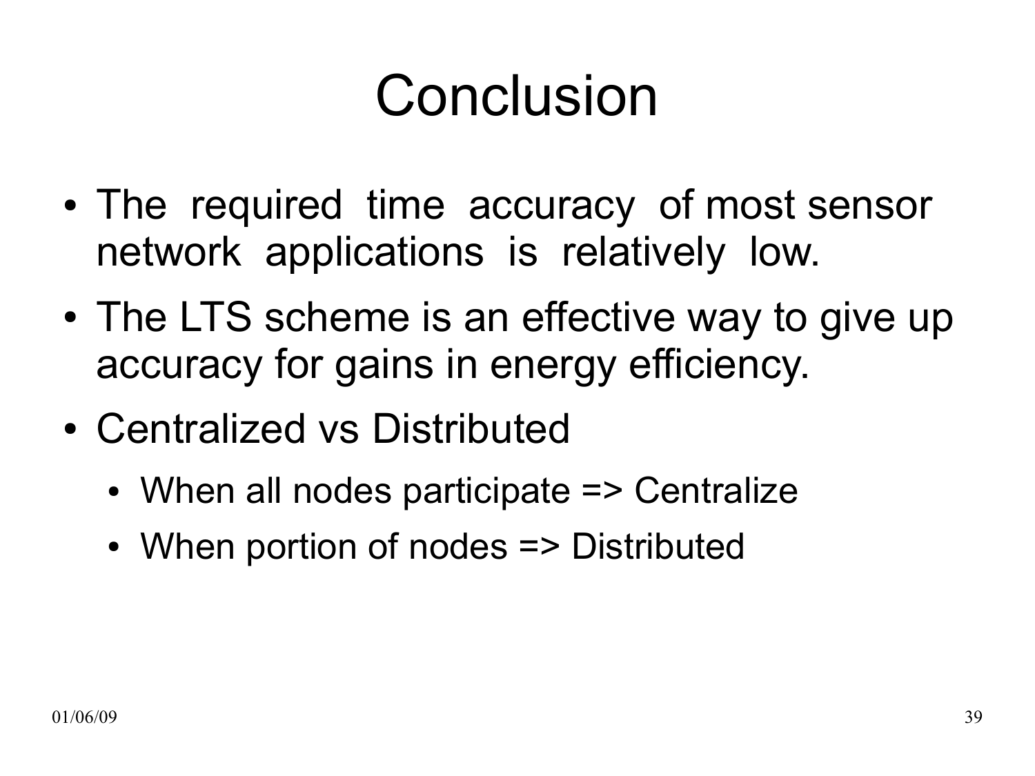# Conclusion

- The required time accuracy of most sensor network applications is relatively low.
- The LTS scheme is an effective way to give up accuracy for gains in energy efficiency.
- Centralized vs Distributed
  - When all nodes participate => Centralize
  - When portion of nodes => Distributed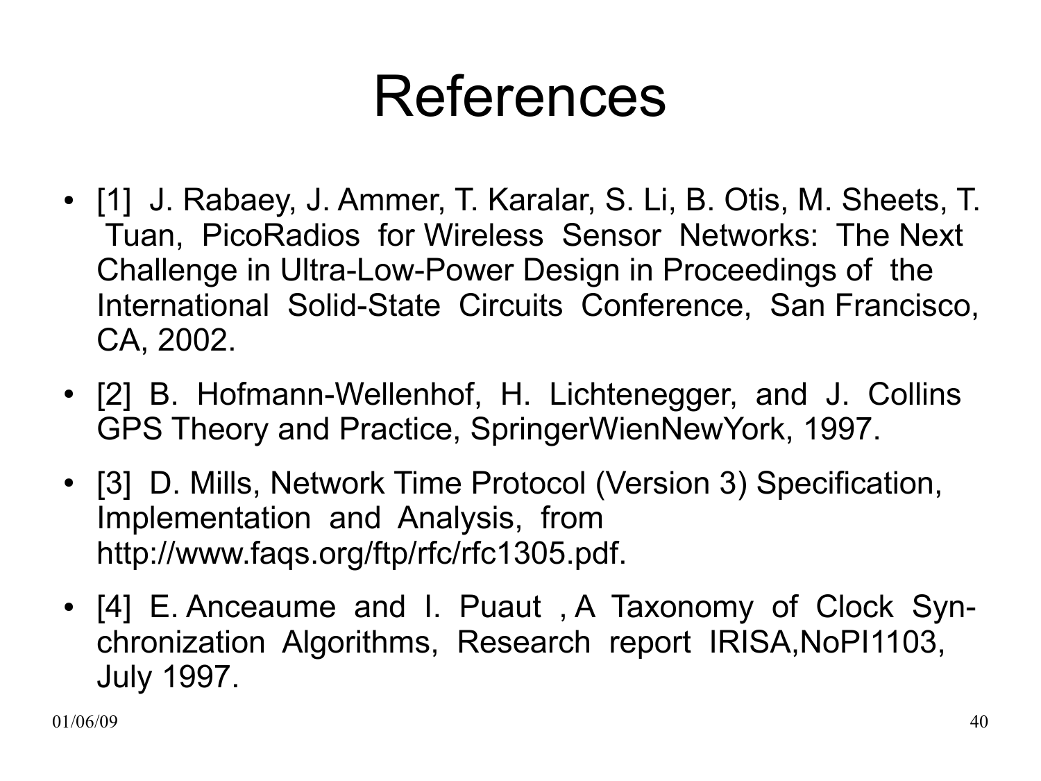# References

- [1] J. Rabaey, J. Ammer, T. Karalar, S. Li, B. Otis, M. Sheets, T. Tuan, PicoRadios for Wireless Sensor Networks: The Next Challenge in Ultra-Low-Power Design in Proceedings of the International Solid-State Circuits Conference, San Francisco, CA, 2002.
- [2] B. Hofmann-Wellenhof, H. Lichtenegger, and J. Collins GPS Theory and Practice, SpringerWienNewYork, 1997.
- [3] D. Mills, Network Time Protocol (Version 3) Specification, Implementation and Analysis, from http://www.faqs.org/ftp/rfc/rfc1305.pdf.
- [4] E. Anceaume and I. Puaut , A Taxonomy of Clock Synchronization Algorithms, Research report IRISA,NoPI1103, July 1997.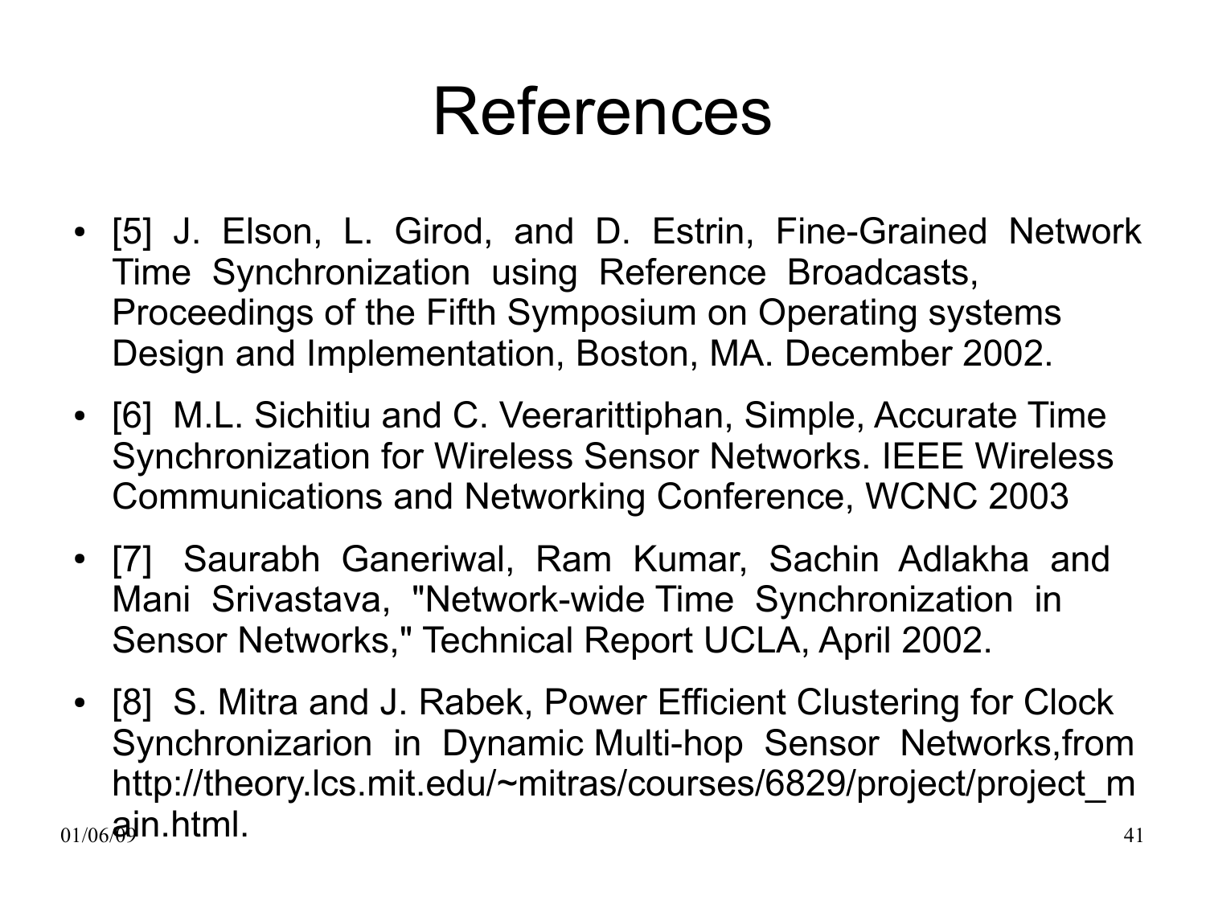# References

- [5] J. Elson, L. Girod, and D. Estrin, Fine-Grained Network Time Synchronization using Reference Broadcasts, Proceedings of the Fifth Symposium on Operating systems Design and Implementation, Boston, MA. December 2002.
- [6] M.L. Sichitiu and C. Veerarittiphan, Simple, Accurate Time Synchronization for Wireless Sensor Networks. IEEE Wireless Communications and Networking Conference, WCNC 2003
- [7] Saurabh Ganeriwal, Ram Kumar, Sachin Adlakha and Mani Srivastava, "Network-wide Time Synchronization in Sensor Networks," Technical Report UCLA, April 2002.
- [8] S. Mitra and J. Rabek, Power Efficient Clustering for Clock Synchronizarion in Dynamic Multi-hop Sensor Networks,from http://theory.lcs.mit.edu/~mitras/courses/6829/project/project_main.html.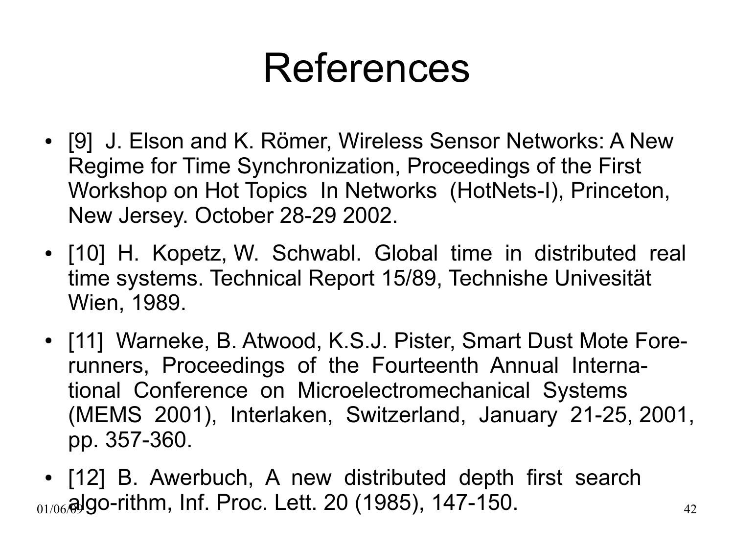# References

- [9] J. Elson and K. Römer, Wireless Sensor Networks: A New Regime for Time Synchronization, Proceedings of the First Workshop on Hot Topics In Networks (HotNets-I), Princeton, New Jersey. October 28-29 2002.
- [10] H. Kopetz, W. Schwabl. Global time in distributed real time systems. Technical Report 15/89, Technishe Univesität Wien, 1989.
- [11] Warneke, B. Atwood, K.S.J. Pister, Smart Dust Mote Fore-runners, Proceedings of the Fourteenth Annual Interna-tional Conference on Microelectromechanical Systems (MEMS 2001), Interlaken, Switzerland, January 21-25, 2001, pp. 357-360.
- [12] B. Awerbuch, A new distributed depth first search algo-rithm, Inf. Proc. Lett. 20 (1985), 147-150.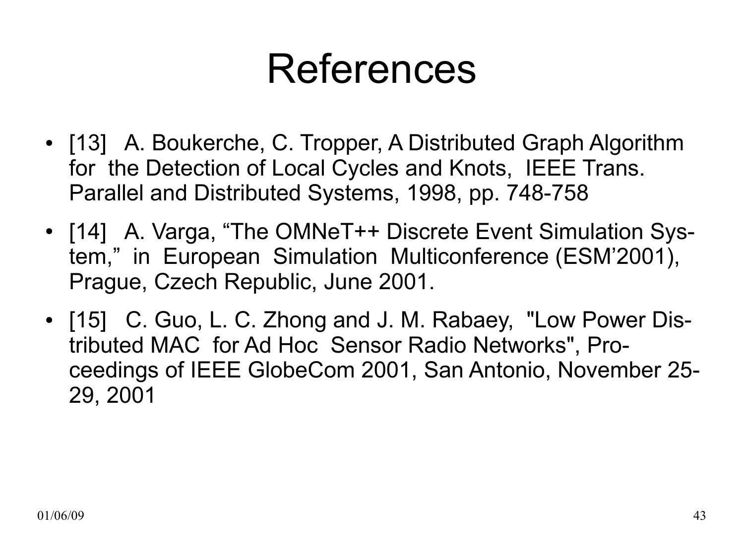# References

- [13] A. Boukerche, C. Tropper, A Distributed Graph Algorithm for the Detection of Local Cycles and Knots, IEEE Trans. Parallel and Distributed Systems, 1998, pp. 748-758
- [14] A. Varga, “The OMNeT++ Discrete Event Simulation System,” in European Simulation Multiconference (ESM’2001), Prague, Czech Republic, June 2001.
- [15] C. Guo, L. C. Zhong and J. M. Rabaey, "Low Power Distributed MAC for Ad Hoc Sensor Radio Networks", Proceedings of IEEE GlobeCom 2001, San Antonio, November 25-29, 2001